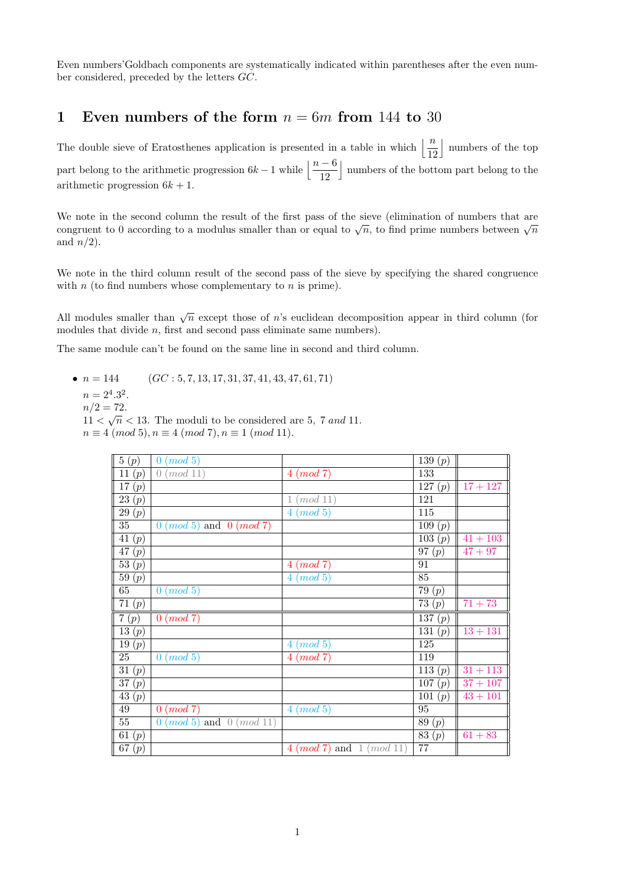Even numbers'Goldbach components are systematically indicated within parentheses after the even number considered, preceded by the letters $GC$.

# 1 Even numbers of the form $n = 6m$ from 144 to 30

The double sieve of Eratosthenes application is presented in a table in which $\left\lfloor \dfrac{n}{12} \right\rfloor$ numbers of the top part belong to the arithmetic progression $6k-1$ while $\left\lfloor \dfrac{n-6}{12} \right\rfloor$ numbers of the bottom part belong to the arithmetic progression $6k+1$.

We note in the second column the result of the first pass of the sieve (elimination of numbers that are congruent to 0 according to a modulus smaller than or equal to $\sqrt{n}$, to find prime numbers between $\sqrt{n}$ and $n/2$).

We note in the third column result of the second pass of the sieve by specifying the shared congruence with $n$ (to find numbers whose complementary to $n$ is prime).

All modules smaller than $\sqrt{n}$ except those of $n$'s euclidean decomposition appear in third column (for modules that divide $n$, first and second pass eliminate same numbers).

The same module can't be found on the same line in second and third column.

- $n = 144$ $\quad (GC : 5, 7, 13, 17, 31, 37, 41, 43, 47, 61, 71)$
  $n = 2^4.3^2$.
  $n/2 = 72$.
  $11 < \sqrt{n} < 13$. The moduli to be considered are 5, 7 *and* 11.
  $n \equiv 4\ (mod\ 5), n \equiv 4\ (mod\ 7), n \equiv 1\ (mod\ 11)$.

| | | | | |
|---|---|---|---|---|
| 5 $(p)$ | 0 $(mod\ 5)$ | | 139 $(p)$ | |
| 11 $(p)$ | 0 $(mod\ 11)$ | 4 $(mod\ 7)$ | 133 | |
| 17 $(p)$ | | | 127 $(p)$ | $17+127$ |
| 23 $(p)$ | | 1 $(mod\ 11)$ | 121 | |
| 29 $(p)$ | | 4 $(mod\ 5)$ | 115 | |
| 35 | 0 $(mod\ 5)$ and 0 $(mod\ 7)$ | | 109 $(p)$ | |
| 41 $(p)$ | | | 103 $(p)$ | $41+103$ |
| 47 $(p)$ | | | 97 $(p)$ | $47+97$ |
| 53 $(p)$ | | 4 $(mod\ 7)$ | 91 | |
| 59 $(p)$ | | 4 $(mod\ 5)$ | 85 | |
| 65 | 0 $(mod\ 5)$ | | 79 $(p)$ | |
| 71 $(p)$ | | | 73 $(p)$ | $71+73$ |
| 7 $(p)$ | 0 $(mod\ 7)$ | | 137 $(p)$ | |
| 13 $(p)$ | | | 131 $(p)$ | $13+131$ |
| 19 $(p)$ | | 4 $(mod\ 5)$ | 125 | |
| 25 | 0 $(mod\ 5)$ | 4 $(mod\ 7)$ | 119 | |
| 31 $(p)$ | | | 113 $(p)$ | $31+113$ |
| 37 $(p)$ | | | 107 $(p)$ | $37+107$ |
| 43 $(p)$ | | | 101 $(p)$ | $43+101$ |
| 49 | 0 $(mod\ 7)$ | 4 $(mod\ 5)$ | 95 | |
| 55 | 0 $(mod\ 5)$ and 0 $(mod\ 11)$ | | 89 $(p)$ | |
| 61 $(p)$ | | | 83 $(p)$ | $61+83$ |
| 67 $(p)$ | | 4 $(mod\ 7)$ and 1 $(mod\ 11)$ | 77 | |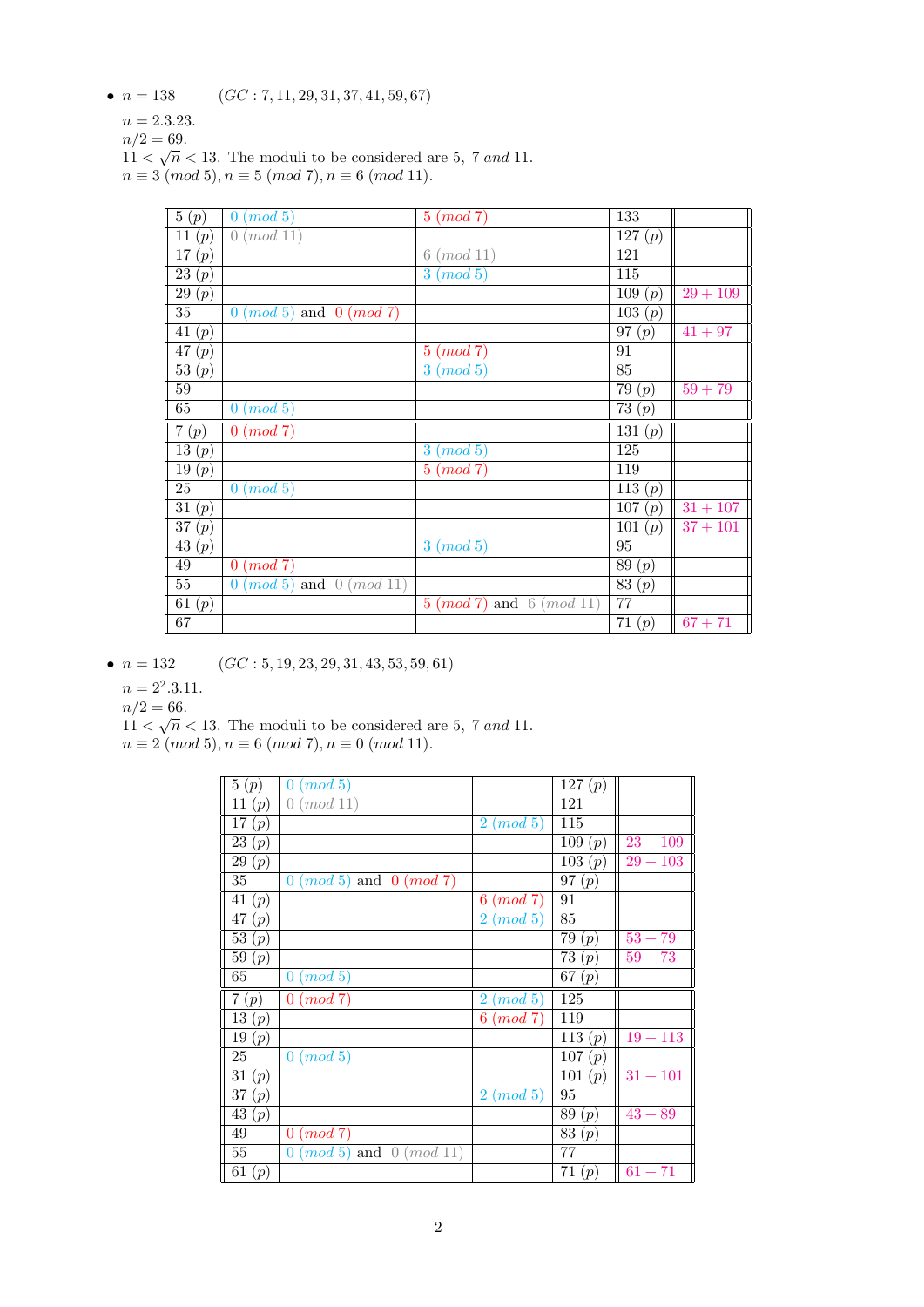- $n = 138$ $\quad (GC : 7, 11, 29, 31, 37, 41, 59, 67)$

  $n = 2.3.23.$
  $n/2 = 69.$
  $11 < \sqrt{n} < 13$. The moduli to be considered are 5, 7 *and* 11.
  $n \equiv 3\ (mod\ 5), n \equiv 5\ (mod\ 7), n \equiv 6\ (mod\ 11).$

| | | | | |
|---|---|---|---|---|
| 5 (p) | 0 (mod 5) | 5 (mod 7) | 133 | |
| 11 (p) | 0 (mod 11) | | 127 (p) | |
| 17 (p) | | 6 (mod 11) | 121 | |
| 23 (p) | | 3 (mod 5) | 115 | |
| 29 (p) | | | 109 (p) | 29 + 109 |
| 35 | 0 (mod 5) and 0 (mod 7) | | 103 (p) | |
| 41 (p) | | | 97 (p) | 41 + 97 |
| 47 (p) | | 5 (mod 7) | 91 | |
| 53 (p) | | 3 (mod 5) | 85 | |
| 59 | | | 79 (p) | 59 + 79 |
| 65 | 0 (mod 5) | | 73 (p) | |
| 7 (p) | 0 (mod 7) | | 131 (p) | |
| 13 (p) | | 3 (mod 5) | 125 | |
| 19 (p) | | 5 (mod 7) | 119 | |
| 25 | 0 (mod 5) | | 113 (p) | |
| 31 (p) | | | 107 (p) | 31 + 107 |
| 37 (p) | | | 101 (p) | 37 + 101 |
| 43 (p) | | 3 (mod 5) | 95 | |
| 49 | 0 (mod 7) | | 89 (p) | |
| 55 | 0 (mod 5) and 0 (mod 11) | | 83 (p) | |
| 61 (p) | | 5 (mod 7) and 6 (mod 11) | 77 | |
| 67 | | | 71 (p) | 67 + 71 |

- $n = 132$ $\quad (GC : 5, 19, 23, 29, 31, 43, 53, 59, 61)$

  $n = 2^2.3.11.$
  $n/2 = 66.$
  $11 < \sqrt{n} < 13$. The moduli to be considered are 5, 7 *and* 11.
  $n \equiv 2\ (mod\ 5), n \equiv 6\ (mod\ 7), n \equiv 0\ (mod\ 11).$

| | | | | |
|---|---|---|---|---|
| 5 (p) | 0 (mod 5) | | 127 (p) | |
| 11 (p) | 0 (mod 11) | | 121 | |
| 17 (p) | | 2 (mod 5) | 115 | |
| 23 (p) | | | 109 (p) | 23 + 109 |
| 29 (p) | | | 103 (p) | 29 + 103 |
| 35 | 0 (mod 5) and 0 (mod 7) | | 97 (p) | |
| 41 (p) | | 6 (mod 7) | 91 | |
| 47 (p) | | 2 (mod 5) | 85 | |
| 53 (p) | | | 79 (p) | 53 + 79 |
| 59 (p) | | | 73 (p) | 59 + 73 |
| 65 | 0 (mod 5) | | 67 (p) | |
| 7 (p) | 0 (mod 7) | 2 (mod 5) | 125 | |
| 13 (p) | | 6 (mod 7) | 119 | |
| 19 (p) | | | 113 (p) | 19 + 113 |
| 25 | 0 (mod 5) | | 107 (p) | |
| 31 (p) | | | 101 (p) | 31 + 101 |
| 37 (p) | | 2 (mod 5) | 95 | |
| 43 (p) | | | 89 (p) | 43 + 89 |
| 49 | 0 (mod 7) | | 83 (p) | |
| 55 | 0 (mod 5) and 0 (mod 11) | | 77 | |
| 61 (p) | | | 71 (p) | 61 + 71 |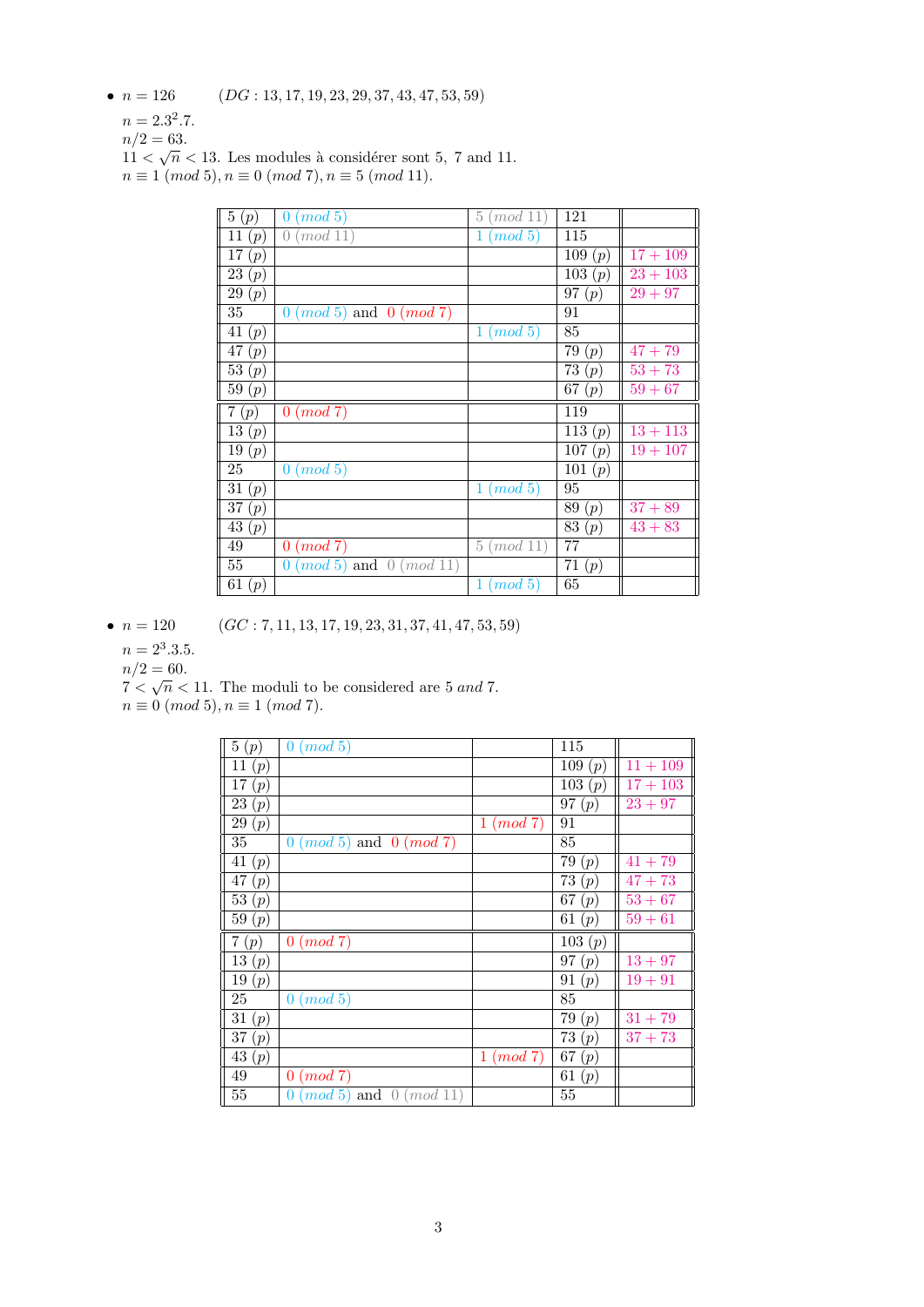- $n = 126$ $\quad (DG : 13, 17, 19, 23, 29, 37, 43, 47, 53, 59)$

  $n = 2.3^2.7$.
  $n/2 = 63$.
  $11 < \sqrt{n} < 13$. Les modules à considérer sont 5, 7 and 11.
  $n \equiv 1 \ (mod\ 5), n \equiv 0 \ (mod\ 7), n \equiv 5 \ (mod\ 11)$.

| | | | | |
|---|---|---|---|---|
| 5 (p) | 0 (mod 5) | 5 (mod 11) | 121 | |
| 11 (p) | 0 (mod 11) | 1 (mod 5) | 115 | |
| 17 (p) | | | 109 (p) | 17 + 109 |
| 23 (p) | | | 103 (p) | 23 + 103 |
| 29 (p) | | | 97 (p) | 29 + 97 |
| 35 | 0 (mod 5) and 0 (mod 7) | | 91 | |
| 41 (p) | | 1 (mod 5) | 85 | |
| 47 (p) | | | 79 (p) | 47 + 79 |
| 53 (p) | | | 73 (p) | 53 + 73 |
| 59 (p) | | | 67 (p) | 59 + 67 |
| 7 (p) | 0 (mod 7) | | 119 | |
| 13 (p) | | | 113 (p) | 13 + 113 |
| 19 (p) | | | 107 (p) | 19 + 107 |
| 25 | 0 (mod 5) | | 101 (p) | |
| 31 (p) | | 1 (mod 5) | 95 | |
| 37 (p) | | | 89 (p) | 37 + 89 |
| 43 (p) | | | 83 (p) | 43 + 83 |
| 49 | 0 (mod 7) | 5 (mod 11) | 77 | |
| 55 | 0 (mod 5) and 0 (mod 11) | | 71 (p) | |
| 61 (p) | | 1 (mod 5) | 65 | |

- $n = 120$ $\quad (GC : 7, 11, 13, 17, 19, 23, 31, 37, 41, 47, 53, 59)$

  $n = 2^3.3.5$.
  $n/2 = 60$.
  $7 < \sqrt{n} < 11$. The moduli to be considered are 5 *and* 7.
  $n \equiv 0 \ (mod\ 5), n \equiv 1 \ (mod\ 7)$.

| | | | | |
|---|---|---|---|---|
| 5 (p) | 0 (mod 5) | | 115 | |
| 11 (p) | | | 109 (p) | 11 + 109 |
| 17 (p) | | | 103 (p) | 17 + 103 |
| 23 (p) | | | 97 (p) | 23 + 97 |
| 29 (p) | | 1 (mod 7) | 91 | |
| 35 | 0 (mod 5) and 0 (mod 7) | | 85 | |
| 41 (p) | | | 79 (p) | 41 + 79 |
| 47 (p) | | | 73 (p) | 47 + 73 |
| 53 (p) | | | 67 (p) | 53 + 67 |
| 59 (p) | | | 61 (p) | 59 + 61 |
| 7 (p) | 0 (mod 7) | | 103 (p) | |
| 13 (p) | | | 97 (p) | 13 + 97 |
| 19 (p) | | | 91 (p) | 19 + 91 |
| 25 | 0 (mod 5) | | 85 | |
| 31 (p) | | | 79 (p) | 31 + 79 |
| 37 (p) | | | 73 (p) | 37 + 73 |
| 43 (p) | | 1 (mod 7) | 67 (p) | |
| 49 | 0 (mod 7) | | 61 (p) | |
| 55 | 0 (mod 5) and 0 (mod 11) | | 55 | |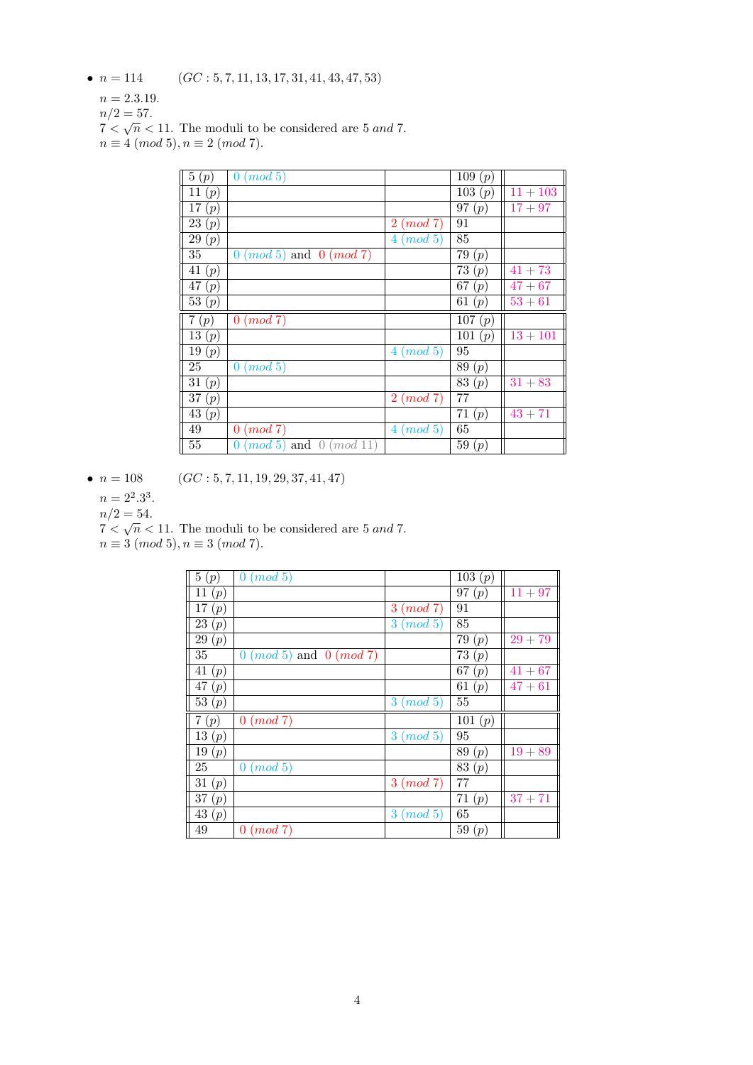- $n = 114$ $\quad (GC : 5, 7, 11, 13, 17, 31, 41, 43, 47, 53)$

  $n = 2.3.19.$
  $n/2 = 57.$
  $7 < \sqrt{n} < 11$. The moduli to be considered are 5 *and* 7.
  $n \equiv 4\ (mod\ 5), n \equiv 2\ (mod\ 7).$

| | | | | |
|---|---|---|---|---|
| $5\ (p)$ | $0\ (mod\ 5)$ | | $109\ (p)$ | |
| $11\ (p)$ | | | $103\ (p)$ | $11 + 103$ |
| $17\ (p)$ | | | $97\ (p)$ | $17 + 97$ |
| $23\ (p)$ | | $2\ (mod\ 7)$ | $91$ | |
| $29\ (p)$ | | $4\ (mod\ 5)$ | $85$ | |
| $35$ | $0\ (mod\ 5)$ and $0\ (mod\ 7)$ | | $79\ (p)$ | |
| $41\ (p)$ | | | $73\ (p)$ | $41 + 73$ |
| $47\ (p)$ | | | $67\ (p)$ | $47 + 67$ |
| $53\ (p)$ | | | $61\ (p)$ | $53 + 61$ |
| $7\ (p)$ | $0\ (mod\ 7)$ | | $107\ (p)$ | |
| $13\ (p)$ | | | $101\ (p)$ | $13 + 101$ |
| $19\ (p)$ | | $4\ (mod\ 5)$ | $95$ | |
| $25$ | $0\ (mod\ 5)$ | | $89\ (p)$ | |
| $31\ (p)$ | | | $83\ (p)$ | $31 + 83$ |
| $37\ (p)$ | | $2\ (mod\ 7)$ | $77$ | |
| $43\ (p)$ | | | $71\ (p)$ | $43 + 71$ |
| $49$ | $0\ (mod\ 7)$ | $4\ (mod\ 5)$ | $65$ | |
| $55$ | $0\ (mod\ 5)$ and $0\ (mod\ 11)$ | | $59\ (p)$ | |

- $n = 108$ $\quad (GC : 5, 7, 11, 19, 29, 37, 41, 47)$

  $n = 2^2.3^3.$
  $n/2 = 54.$
  $7 < \sqrt{n} < 11$. The moduli to be considered are 5 *and* 7.
  $n \equiv 3\ (mod\ 5), n \equiv 3\ (mod\ 7).$

| | | | | |
|---|---|---|---|---|
| $5\ (p)$ | $0\ (mod\ 5)$ | | $103\ (p)$ | |
| $11\ (p)$ | | | $97\ (p)$ | $11 + 97$ |
| $17\ (p)$ | | $3\ (mod\ 7)$ | $91$ | |
| $23\ (p)$ | | $3\ (mod\ 5)$ | $85$ | |
| $29\ (p)$ | | | $79\ (p)$ | $29 + 79$ |
| $35$ | $0\ (mod\ 5)$ and $0\ (mod\ 7)$ | | $73\ (p)$ | |
| $41\ (p)$ | | | $67\ (p)$ | $41 + 67$ |
| $47\ (p)$ | | | $61\ (p)$ | $47 + 61$ |
| $53\ (p)$ | | $3\ (mod\ 5)$ | $55$ | |
| $7\ (p)$ | $0\ (mod\ 7)$ | | $101\ (p)$ | |
| $13\ (p)$ | | $3\ (mod\ 5)$ | $95$ | |
| $19\ (p)$ | | | $89\ (p)$ | $19 + 89$ |
| $25$ | $0\ (mod\ 5)$ | | $83\ (p)$ | |
| $31\ (p)$ | | $3\ (mod\ 7)$ | $77$ | |
| $37\ (p)$ | | | $71\ (p)$ | $37 + 71$ |
| $43\ (p)$ | | $3\ (mod\ 5)$ | $65$ | |
| $49$ | $0\ (mod\ 7)$ | | $59\ (p)$ | |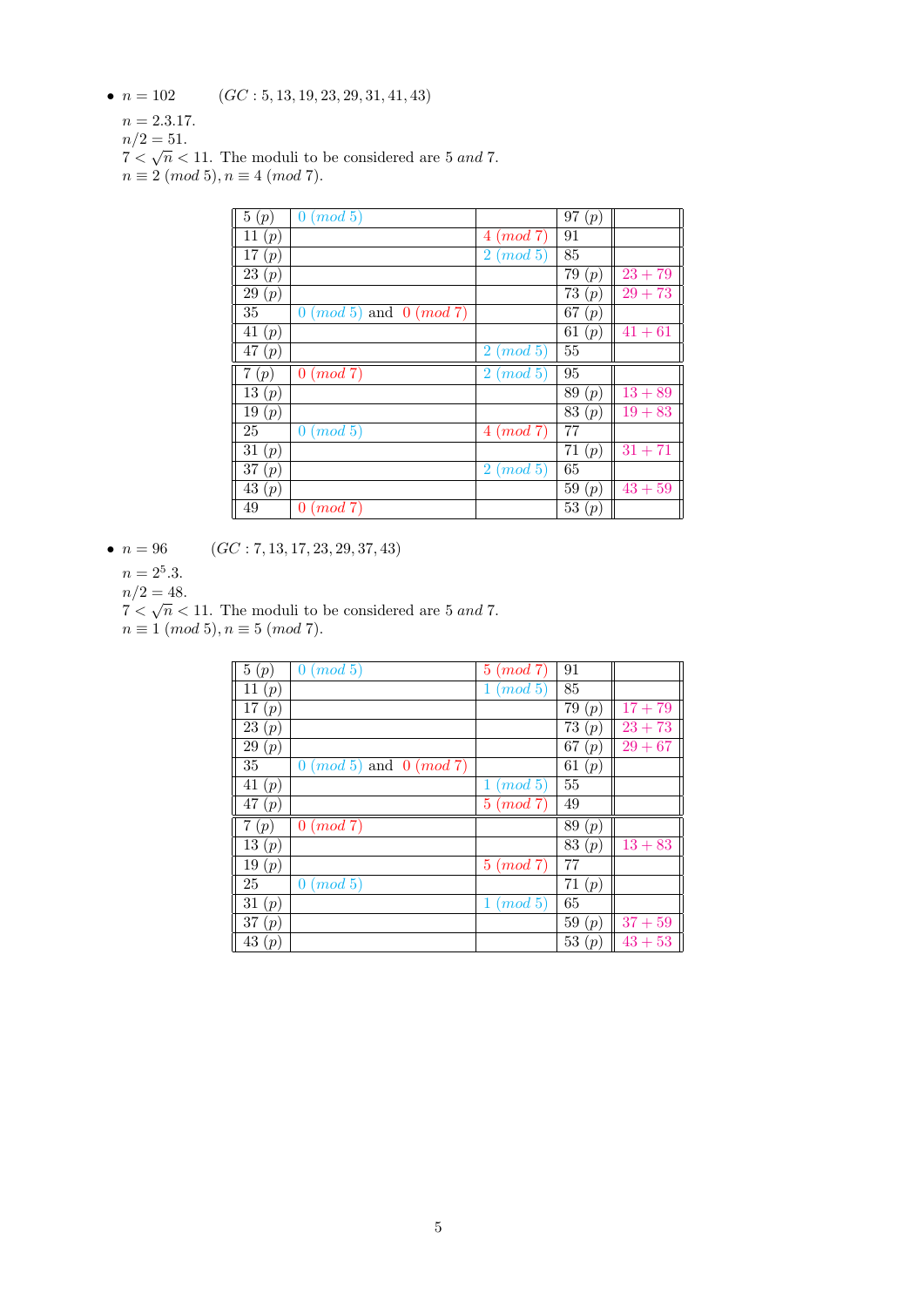- $n = 102$ $\quad (GC: 5, 13, 19, 23, 29, 31, 41, 43)$

  $n = 2.3.17$.
  $n/2 = 51$.
  $7 < \sqrt{n} < 11$. The moduli to be considered are 5 *and* 7.
  $n \equiv 2\ (mod\ 5), n \equiv 4\ (mod\ 7)$.

| | | | | |
|---|---|---|---|---|
| 5 $(p)$ | $0\ (mod\ 5)$ | | 97 $(p)$ | |
| 11 $(p)$ | | $4\ (mod\ 7)$ | 91 | |
| 17 $(p)$ | | $2\ (mod\ 5)$ | 85 | |
| 23 $(p)$ | | | 79 $(p)$ | $23 + 79$ |
| 29 $(p)$ | | | 73 $(p)$ | $29 + 73$ |
| 35 | $0\ (mod\ 5)$ and $0\ (mod\ 7)$ | | 67 $(p)$ | |
| 41 $(p)$ | | | 61 $(p)$ | $41 + 61$ |
| 47 $(p)$ | | $2\ (mod\ 5)$ | 55 | |
| 7 $(p)$ | $0\ (mod\ 7)$ | $2\ (mod\ 5)$ | 95 | |
| 13 $(p)$ | | | 89 $(p)$ | $13 + 89$ |
| 19 $(p)$ | | | 83 $(p)$ | $19 + 83$ |
| 25 | $0\ (mod\ 5)$ | $4\ (mod\ 7)$ | 77 | |
| 31 $(p)$ | | | 71 $(p)$ | $31 + 71$ |
| 37 $(p)$ | | $2\ (mod\ 5)$ | 65 | |
| 43 $(p)$ | | | 59 $(p)$ | $43 + 59$ |
| 49 | $0\ (mod\ 7)$ | | 53 $(p)$ | |

- $n = 96$ $\quad (GC: 7, 13, 17, 23, 29, 37, 43)$

  $n = 2^5.3$.
  $n/2 = 48$.
  $7 < \sqrt{n} < 11$. The moduli to be considered are 5 *and* 7.
  $n \equiv 1\ (mod\ 5), n \equiv 5\ (mod\ 7)$.

| | | | | |
|---|---|---|---|---|
| 5 $(p)$ | $0\ (mod\ 5)$ | $5\ (mod\ 7)$ | 91 | |
| 11 $(p)$ | | $1\ (mod\ 5)$ | 85 | |
| 17 $(p)$ | | | 79 $(p)$ | $17 + 79$ |
| 23 $(p)$ | | | 73 $(p)$ | $23 + 73$ |
| 29 $(p)$ | | | 67 $(p)$ | $29 + 67$ |
| 35 | $0\ (mod\ 5)$ and $0\ (mod\ 7)$ | | 61 $(p)$ | |
| 41 $(p)$ | | $1\ (mod\ 5)$ | 55 | |
| 47 $(p)$ | | $5\ (mod\ 7)$ | 49 | |
| 7 $(p)$ | $0\ (mod\ 7)$ | | 89 $(p)$ | |
| 13 $(p)$ | | | 83 $(p)$ | $13 + 83$ |
| 19 $(p)$ | | $5\ (mod\ 7)$ | 77 | |
| 25 | $0\ (mod\ 5)$ | | 71 $(p)$ | |
| 31 $(p)$ | | $1\ (mod\ 5)$ | 65 | |
| 37 $(p)$ | | | 59 $(p)$ | $37 + 59$ |
| 43 $(p)$ | | | 53 $(p)$ | $43 + 53$ |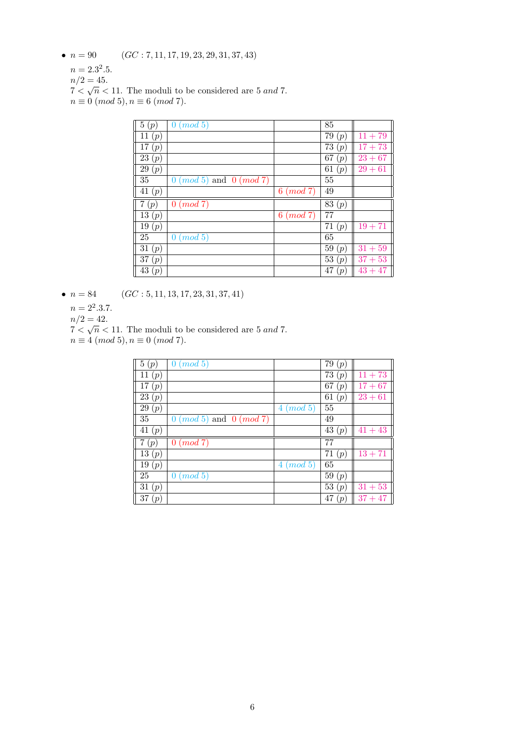- $n = 90$ $\quad\quad (GC: 7, 11, 17, 19, 23, 29, 31, 37, 43)$

  $n = 2.3^2.5$.
  $n/2 = 45$.
  $7 < \sqrt{n} < 11$. The moduli to be considered are 5 *and* 7.
  $n \equiv 0\ (mod\ 5), n \equiv 6\ (mod\ 7)$.

| | | | | |
|---|---|---|---|---|
| $5\ (p)$ | $0\ (mod\ 5)$ | | $85$ | |
| $11\ (p)$ | | | $79\ (p)$ | $11 + 79$ |
| $17\ (p)$ | | | $73\ (p)$ | $17 + 73$ |
| $23\ (p)$ | | | $67\ (p)$ | $23 + 67$ |
| $29\ (p)$ | | | $61\ (p)$ | $29 + 61$ |
| $35$ | $0\ (mod\ 5)$ and $0\ (mod\ 7)$ | | $55$ | |
| $41\ (p)$ | | $6\ (mod\ 7)$ | $49$ | |
| $7\ (p)$ | $0\ (mod\ 7)$ | | $83\ (p)$ | |
| $13\ (p)$ | | $6\ (mod\ 7)$ | $77$ | |
| $19\ (p)$ | | | $71\ (p)$ | $19 + 71$ |
| $25$ | $0\ (mod\ 5)$ | | $65$ | |
| $31\ (p)$ | | | $59\ (p)$ | $31 + 59$ |
| $37\ (p)$ | | | $53\ (p)$ | $37 + 53$ |
| $43\ (p)$ | | | $47\ (p)$ | $43 + 47$ |

- $n = 84$ $\quad\quad (GC: 5, 11, 13, 17, 23, 31, 37, 41)$

  $n = 2^2.3.7$.
  $n/2 = 42$.
  $7 < \sqrt{n} < 11$. The moduli to be considered are 5 *and* 7.
  $n \equiv 4\ (mod\ 5), n \equiv 0\ (mod\ 7)$.

| | | | | |
|---|---|---|---|---|
| $5\ (p)$ | $0\ (mod\ 5)$ | | $79\ (p)$ | |
| $11\ (p)$ | | | $73\ (p)$ | $11 + 73$ |
| $17\ (p)$ | | | $67\ (p)$ | $17 + 67$ |
| $23\ (p)$ | | | $61\ (p)$ | $23 + 61$ |
| $29\ (p)$ | | $4\ (mod\ 5)$ | $55$ | |
| $35$ | $0\ (mod\ 5)$ and $0\ (mod\ 7)$ | | $49$ | |
| $41\ (p)$ | | | $43\ (p)$ | $41 + 43$ |
| $7\ (p)$ | $0\ (mod\ 7)$ | | $77$ | |
| $13\ (p)$ | | | $71\ (p)$ | $13 + 71$ |
| $19\ (p)$ | | $4\ (mod\ 5)$ | $65$ | |
| $25$ | $0\ (mod\ 5)$ | | $59\ (p)$ | |
| $31\ (p)$ | | | $53\ (p)$ | $31 + 53$ |
| $37\ (p)$ | | | $47\ (p)$ | $37 + 47$ |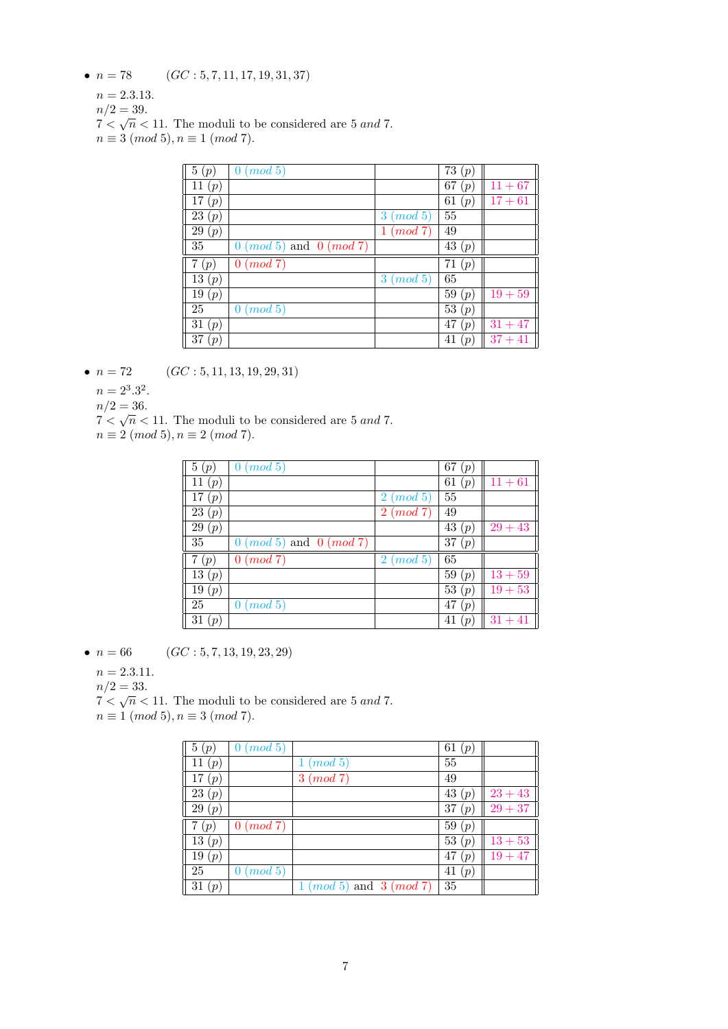- $n = 78$ $\quad (GC: 5, 7, 11, 17, 19, 31, 37)$

  $n = 2.3.13$.
  $n/2 = 39$.
  $7 < \sqrt{n} < 11$. The moduli to be considered are 5 *and* 7.
  $n \equiv 3\ (mod\ 5), n \equiv 1\ (mod\ 7)$.

| | | | | |
|---|---|---|---|---|
| 5 $(p)$ | 0 $(mod\ 5)$ | | 73 $(p)$ | |
| 11 $(p)$ | | | 67 $(p)$ | $11 + 67$ |
| 17 $(p)$ | | | 61 $(p)$ | $17 + 61$ |
| 23 $(p)$ | | 3 $(mod\ 5)$ | 55 | |
| 29 $(p)$ | | 1 $(mod\ 7)$ | 49 | |
| 35 | 0 $(mod\ 5)$ and 0 $(mod\ 7)$ | | 43 $(p)$ | |
| 7 $(p)$ | 0 $(mod\ 7)$ | | 71 $(p)$ | |
| 13 $(p)$ | | 3 $(mod\ 5)$ | 65 | |
| 19 $(p)$ | | | 59 $(p)$ | $19 + 59$ |
| 25 | 0 $(mod\ 5)$ | | 53 $(p)$ | |
| 31 $(p)$ | | | 47 $(p)$ | $31 + 47$ |
| 37 $(p)$ | | | 41 $(p)$ | $37 + 41$ |

- $n = 72$ $\quad (GC: 5, 11, 13, 19, 29, 31)$

  $n = 2^3.3^2$.
  $n/2 = 36$.
  $7 < \sqrt{n} < 11$. The moduli to be considered are 5 *and* 7.
  $n \equiv 2\ (mod\ 5), n \equiv 2\ (mod\ 7)$.

| | | | | |
|---|---|---|---|---|
| 5 $(p)$ | 0 $(mod\ 5)$ | | 67 $(p)$ | |
| 11 $(p)$ | | | 61 $(p)$ | $11 + 61$ |
| 17 $(p)$ | | 2 $(mod\ 5)$ | 55 | |
| 23 $(p)$ | | 2 $(mod\ 7)$ | 49 | |
| 29 $(p)$ | | | 43 $(p)$ | $29 + 43$ |
| 35 | 0 $(mod\ 5)$ and 0 $(mod\ 7)$ | | 37 $(p)$ | |
| 7 $(p)$ | 0 $(mod\ 7)$ | 2 $(mod\ 5)$ | 65 | |
| 13 $(p)$ | | | 59 $(p)$ | $13 + 59$ |
| 19 $(p)$ | | | 53 $(p)$ | $19 + 53$ |
| 25 | 0 $(mod\ 5)$ | | 47 $(p)$ | |
| 31 $(p)$ | | | 41 $(p)$ | $31 + 41$ |

- $n = 66$ $\quad (GC: 5, 7, 13, 19, 23, 29)$

  $n = 2.3.11$.
  $n/2 = 33$.
  $7 < \sqrt{n} < 11$. The moduli to be considered are 5 *and* 7.
  $n \equiv 1\ (mod\ 5), n \equiv 3\ (mod\ 7)$.

| | | | | |
|---|---|---|---|---|
| 5 $(p)$ | 0 $(mod\ 5)$ | | 61 $(p)$ | |
| 11 $(p)$ | | 1 $(mod\ 5)$ | 55 | |
| 17 $(p)$ | | 3 $(mod\ 7)$ | 49 | |
| 23 $(p)$ | | | 43 $(p)$ | $23 + 43$ |
| 29 $(p)$ | | | 37 $(p)$ | $29 + 37$ |
| 7 $(p)$ | 0 $(mod\ 7)$ | | 59 $(p)$ | |
| 13 $(p)$ | | | 53 $(p)$ | $13 + 53$ |
| 19 $(p)$ | | | 47 $(p)$ | $19 + 47$ |
| 25 | 0 $(mod\ 5)$ | | 41 $(p)$ | |
| 31 $(p)$ | | 1 $(mod\ 5)$ and 3 $(mod\ 7)$ | 35 | |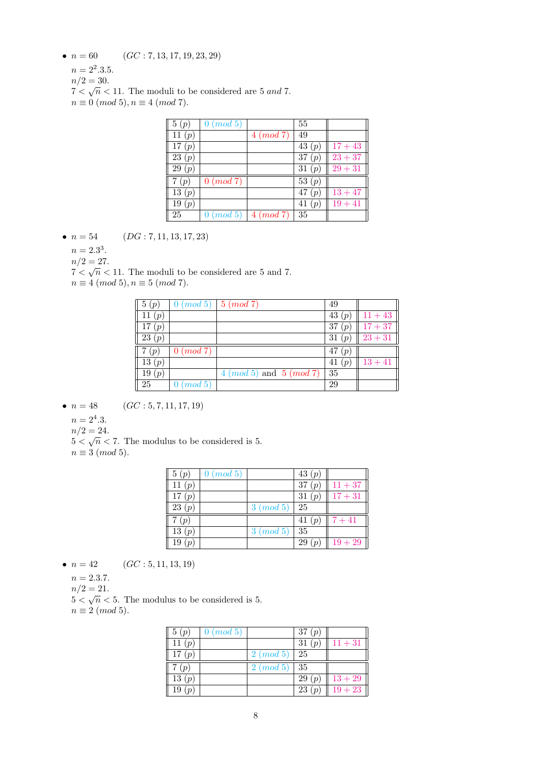- $n = 60$ $\quad (GC : 7, 13, 17, 19, 23, 29)$

  $n = 2^2.3.5.$

  $n/2 = 30.$

  $7 < \sqrt{n} < 11$. The moduli to be considered are 5 *and* 7.

  $n \equiv 0 \ (mod\ 5), n \equiv 4 \ (mod\ 7).$

| | | | | |
|---|---|---|---|---|
| $5\ (p)$ | $0\ (mod\ 5)$ | | 55 | |
| $11\ (p)$ | | $4\ (mod\ 7)$ | 49 | |
| $17\ (p)$ | | | $43\ (p)$ | $17 + 43$ |
| $23\ (p)$ | | | $37\ (p)$ | $23 + 37$ |
| $29\ (p)$ | | | $31\ (p)$ | $29 + 31$ |
| $7\ (p)$ | $0\ (mod\ 7)$ | | $53\ (p)$ | |
| $13\ (p)$ | | | $47\ (p)$ | $13 + 47$ |
| $19\ (p)$ | | | $41\ (p)$ | $19 + 41$ |
| 25 | $0\ (mod\ 5)$ | $4\ (mod\ 7)$ | 35 | |

- $n = 54$ $\quad (DG : 7, 11, 13, 17, 23)$

  $n = 2.3^3.$

  $n/2 = 27.$

  $7 < \sqrt{n} < 11$. The moduli to be considered are 5 and 7.

  $n \equiv 4 \ (mod\ 5), n \equiv 5 \ (mod\ 7).$

| | | | | |
|---|---|---|---|---|
| $5\ (p)$ | $0\ (mod\ 5)$ | $5\ (mod\ 7)$ | 49 | |
| $11\ (p)$ | | | $43\ (p)$ | $11 + 43$ |
| $17\ (p)$ | | | $37\ (p)$ | $17 + 37$ |
| $23\ (p)$ | | | $31\ (p)$ | $23 + 31$ |
| $7\ (p)$ | $0\ (mod\ 7)$ | | $47\ (p)$ | |
| $13\ (p)$ | | | $41\ (p)$ | $13 + 41$ |
| $19\ (p)$ | | $4\ (mod\ 5)$ and $5\ (mod\ 7)$ | 35 | |
| 25 | $0\ (mod\ 5)$ | | 29 | |

- $n = 48$ $\quad (GC : 5, 7, 11, 17, 19)$

  $n = 2^4.3.$

  $n/2 = 24.$

  $5 < \sqrt{n} < 7$. The modulus to be considered is 5.

  $n \equiv 3 \ (mod\ 5).$

| | | | | |
|---|---|---|---|---|
| $5\ (p)$ | $0\ (mod\ 5)$ | | $43\ (p)$ | |
| $11\ (p)$ | | | $37\ (p)$ | $11 + 37$ |
| $17\ (p)$ | | | $31\ (p)$ | $17 + 31$ |
| $23\ (p)$ | | $3\ (mod\ 5)$ | 25 | |
| $7\ (p)$ | | | $41\ (p)$ | $7 + 41$ |
| $13\ (p)$ | | $3\ (mod\ 5)$ | 35 | |
| $19\ (p)$ | | | $29\ (p)$ | $19 + 29$ |

- $n = 42$ $\quad (GC : 5, 11, 13, 19)$

  $n = 2.3.7.$

  $n/2 = 21.$

  $5 < \sqrt{n} < 5$. The modulus to be considered is 5.

  $n \equiv 2 \ (mod\ 5).$

| | | | | |
|---|---|---|---|---|
| $5\ (p)$ | $0\ (mod\ 5)$ | | $37\ (p)$ | |
| $11\ (p)$ | | | $31\ (p)$ | $11 + 31$ |
| $17\ (p)$ | | $2\ (mod\ 5)$ | 25 | |
| $7\ (p)$ | | $2\ (mod\ 5)$ | 35 | |
| $13\ (p)$ | | | $29\ (p)$ | $13 + 29$ |
| $19\ (p)$ | | | $23\ (p)$ | $19 + 23$ |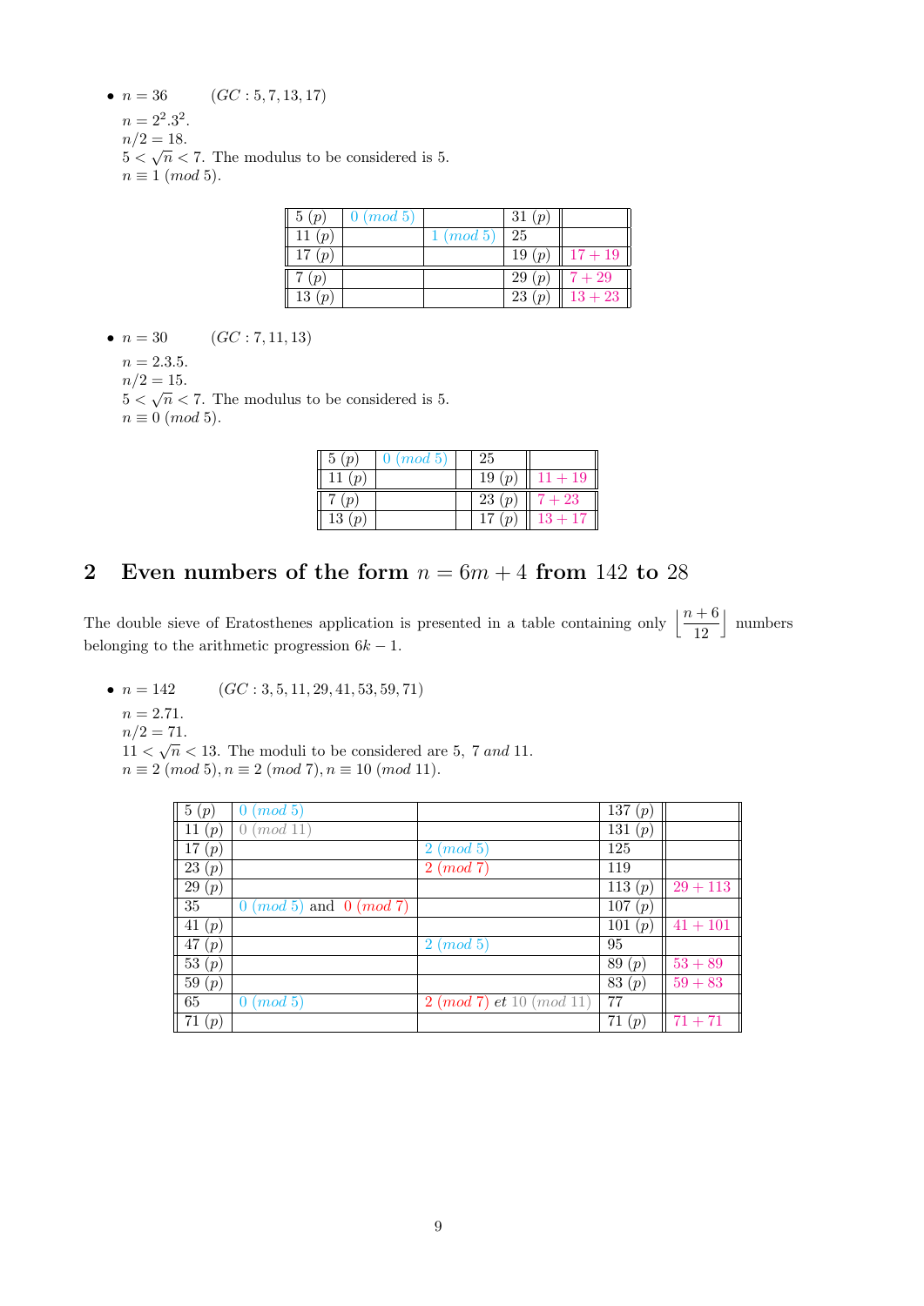- $n = 36$ $\quad (GC : 5, 7, 13, 17)$

  $n = 2^2.3^2$.
  $n/2 = 18$.
  $5 < \sqrt{n} < 7$. The modulus to be considered is 5.
  $n \equiv 1\ (mod\ 5)$.

| | | | | |
|---|---|---|---|---|
| 5 (p) | 0 (mod 5) | | 31 (p) | |
| 11 (p) | | 1 (mod 5) | 25 | |
| 17 (p) | | | 19 (p) | 17 + 19 |
| 7 (p) | | | 29 (p) | 7 + 29 |
| 13 (p) | | | 23 (p) | 13 + 23 |

- $n = 30$ $\quad (GC : 7, 11, 13)$

  $n = 2.3.5$.
  $n/2 = 15$.
  $5 < \sqrt{n} < 7$. The modulus to be considered is 5.
  $n \equiv 0\ (mod\ 5)$.

| | | | | |
|---|---|---|---|---|
| 5 (p) | 0 (mod 5) | | 25 | |
| 11 (p) | | | 19 (p) | 11 + 19 |
| 7 (p) | | | 23 (p) | 7 + 23 |
| 13 (p) | | | 17 (p) | 13 + 17 |

## 2 Even numbers of the form $n = 6m + 4$ from 142 to 28

The double sieve of Eratosthenes application is presented in a table containing only $\left\lfloor \dfrac{n+6}{12} \right\rfloor$ numbers belonging to the arithmetic progression $6k - 1$.

- $n = 142$ $\quad (GC : 3, 5, 11, 29, 41, 53, 59, 71)$

  $n = 2.71$.
  $n/2 = 71$.
  $11 < \sqrt{n} < 13$. The moduli to be considered are 5, 7 *and* 11.
  $n \equiv 2\ (mod\ 5), n \equiv 2\ (mod\ 7), n \equiv 10\ (mod\ 11)$.

| | | | | |
|---|---|---|---|---|
| 5 (p) | 0 (mod 5) | | 137 (p) | |
| 11 (p) | 0 (mod 11) | | 131 (p) | |
| 17 (p) | | 2 (mod 5) | 125 | |
| 23 (p) | | 2 (mod 7) | 119 | |
| 29 (p) | | | 113 (p) | 29 + 113 |
| 35 | 0 (mod 5) and 0 (mod 7) | | 107 (p) | |
| 41 (p) | | | 101 (p) | 41 + 101 |
| 47 (p) | | 2 (mod 5) | 95 | |
| 53 (p) | | | 89 (p) | 53 + 89 |
| 59 (p) | | | 83 (p) | 59 + 83 |
| 65 | 0 (mod 5) | 2 (mod 7) et 10 (mod 11) | 77 | |
| 71 (p) | | | 71 (p) | 71 + 71 |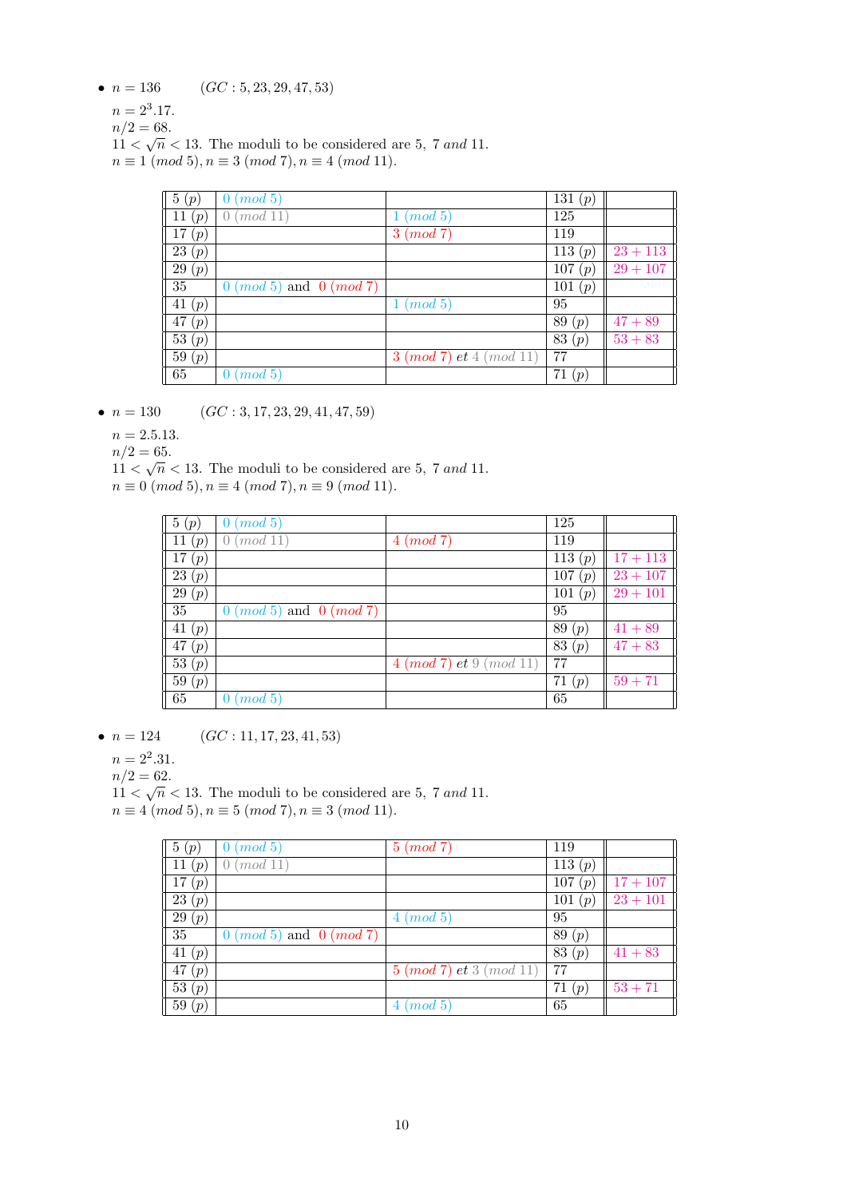- $n = 136$ $\quad (GC : 5, 23, 29, 47, 53)$

  $n = 2^3.17.$
  $n/2 = 68.$
  $11 < \sqrt{n} < 13$. The moduli to be considered are 5, 7 *and* 11.
  $n \equiv 1\ (mod\ 5), n \equiv 3\ (mod\ 7), n \equiv 4\ (mod\ 11).$

| | | | | |
|---|---|---|---|---|
| 5 (p) | 0 (mod 5) | | 131 (p) | |
| 11 (p) | 0 (mod 11) | 1 (mod 5) | 125 | |
| 17 (p) | | 3 (mod 7) | 119 | |
| 23 (p) | | | 113 (p) | 23 + 113 |
| 29 (p) | | | 107 (p) | 29 + 107 |
| 35 | 0 (mod 5) and 0 (mod 7) | | 101 (p) | |
| 41 (p) | | 1 (mod 5) | 95 | |
| 47 (p) | | | 89 (p) | 47 + 89 |
| 53 (p) | | | 83 (p) | 53 + 83 |
| 59 (p) | | 3 (mod 7) *et* 4 (mod 11) | 77 | |
| 65 | 0 (mod 5) | | 71 (p) | |

- $n = 130$ $\quad (GC : 3, 17, 23, 29, 41, 47, 59)$

  $n = 2.5.13.$
  $n/2 = 65.$
  $11 < \sqrt{n} < 13$. The moduli to be considered are 5, 7 *and* 11.
  $n \equiv 0\ (mod\ 5), n \equiv 4\ (mod\ 7), n \equiv 9\ (mod\ 11).$

| | | | | |
|---|---|---|---|---|
| 5 (p) | 0 (mod 5) | | 125 | |
| 11 (p) | 0 (mod 11) | 4 (mod 7) | 119 | |
| 17 (p) | | | 113 (p) | 17 + 113 |
| 23 (p) | | | 107 (p) | 23 + 107 |
| 29 (p) | | | 101 (p) | 29 + 101 |
| 35 | 0 (mod 5) and 0 (mod 7) | | 95 | |
| 41 (p) | | | 89 (p) | 41 + 89 |
| 47 (p) | | | 83 (p) | 47 + 83 |
| 53 (p) | | 4 (mod 7) *et* 9 (mod 11) | 77 | |
| 59 (p) | | | 71 (p) | 59 + 71 |
| 65 | 0 (mod 5) | | 65 | |

- $n = 124$ $\quad (GC : 11, 17, 23, 41, 53)$

  $n = 2^2.31.$
  $n/2 = 62.$
  $11 < \sqrt{n} < 13$. The moduli to be considered are 5, 7 *and* 11.
  $n \equiv 4\ (mod\ 5), n \equiv 5\ (mod\ 7), n \equiv 3\ (mod\ 11).$

| | | | | |
|---|---|---|---|---|
| 5 (p) | 0 (mod 5) | 5 (mod 7) | 119 | |
| 11 (p) | 0 (mod 11) | | 113 (p) | |
| 17 (p) | | | 107 (p) | 17 + 107 |
| 23 (p) | | | 101 (p) | 23 + 101 |
| 29 (p) | | 4 (mod 5) | 95 | |
| 35 | 0 (mod 5) and 0 (mod 7) | | 89 (p) | |
| 41 (p) | | | 83 (p) | 41 + 83 |
| 47 (p) | | 5 (mod 7) *et* 3 (mod 11) | 77 | |
| 53 (p) | | | 71 (p) | 53 + 71 |
| 59 (p) | | 4 (mod 5) | 65 | |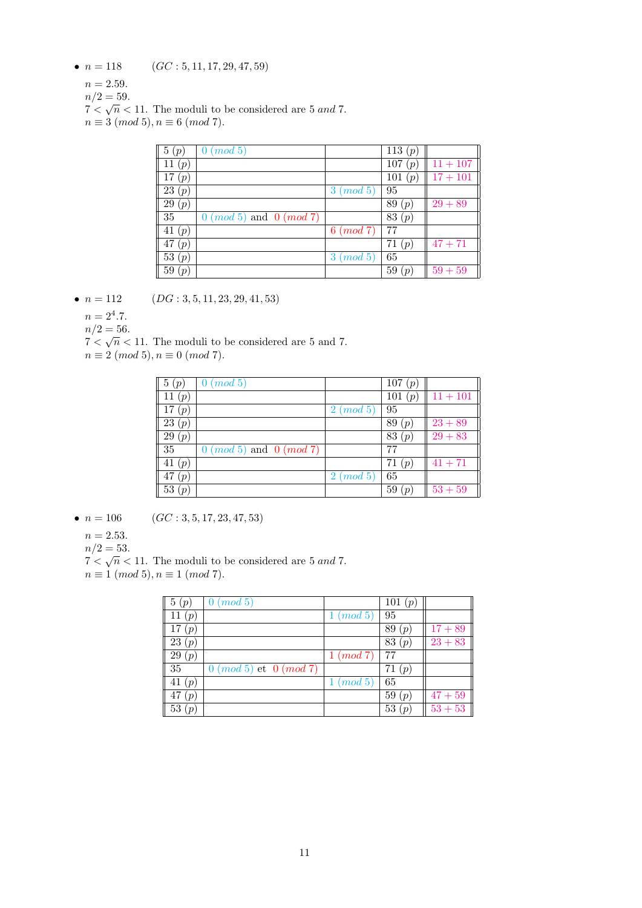- $n = 118$ $\quad (GC : 5, 11, 17, 29, 47, 59)$

  $n = 2.59$.
  $n/2 = 59$.
  $7 < \sqrt{n} < 11$. The moduli to be considered are 5 *and* 7.
  $n \equiv 3 \ (mod\ 5), n \equiv 6 \ (mod\ 7)$.

| | | | | |
|---|---|---|---|---|
| $5\ (p)$ | $0\ (mod\ 5)$ | | $113\ (p)$ | |
| $11\ (p)$ | | | $107\ (p)$ | $11 + 107$ |
| $17\ (p)$ | | | $101\ (p)$ | $17 + 101$ |
| $23\ (p)$ | | $3\ (mod\ 5)$ | $95$ | |
| $29\ (p)$ | | | $89\ (p)$ | $29 + 89$ |
| $35$ | $0\ (mod\ 5)$ and $0\ (mod\ 7)$ | | $83\ (p)$ | |
| $41\ (p)$ | | $6\ (mod\ 7)$ | $77$ | |
| $47\ (p)$ | | | $71\ (p)$ | $47 + 71$ |
| $53\ (p)$ | | $3\ (mod\ 5)$ | $65$ | |
| $59\ (p)$ | | | $59\ (p)$ | $59 + 59$ |

- $n = 112$ $\quad (DG : 3, 5, 11, 23, 29, 41, 53)$

  $n = 2^4.7$.
  $n/2 = 56$.
  $7 < \sqrt{n} < 11$. The moduli to be considered are 5 and 7.
  $n \equiv 2 \ (mod\ 5), n \equiv 0 \ (mod\ 7)$.

| | | | | |
|---|---|---|---|---|
| $5\ (p)$ | $0\ (mod\ 5)$ | | $107\ (p)$ | |
| $11\ (p)$ | | | $101\ (p)$ | $11 + 101$ |
| $17\ (p)$ | | $2\ (mod\ 5)$ | $95$ | |
| $23\ (p)$ | | | $89\ (p)$ | $23 + 89$ |
| $29\ (p)$ | | | $83\ (p)$ | $29 + 83$ |
| $35$ | $0\ (mod\ 5)$ and $0\ (mod\ 7)$ | | $77$ | |
| $41\ (p)$ | | | $71\ (p)$ | $41 + 71$ |
| $47\ (p)$ | | $2\ (mod\ 5)$ | $65$ | |
| $53\ (p)$ | | | $59\ (p)$ | $53 + 59$ |

- $n = 106$ $\quad (GC : 3, 5, 17, 23, 47, 53)$

  $n = 2.53$.
  $n/2 = 53$.
  $7 < \sqrt{n} < 11$. The moduli to be considered are 5 *and* 7.
  $n \equiv 1 \ (mod\ 5), n \equiv 1 \ (mod\ 7)$.

| | | | | |
|---|---|---|---|---|
| $5\ (p)$ | $0\ (mod\ 5)$ | | $101\ (p)$ | |
| $11\ (p)$ | | $1\ (mod\ 5)$ | $95$ | |
| $17\ (p)$ | | | $89\ (p)$ | $17 + 89$ |
| $23\ (p)$ | | | $83\ (p)$ | $23 + 83$ |
| $29\ (p)$ | | $1\ (mod\ 7)$ | $77$ | |
| $35$ | $0\ (mod\ 5)$ et $0\ (mod\ 7)$ | | $71\ (p)$ | |
| $41\ (p)$ | | $1\ (mod\ 5)$ | $65$ | |
| $47\ (p)$ | | | $59\ (p)$ | $47 + 59$ |
| $53\ (p)$ | | | $53\ (p)$ | $53 + 53$ |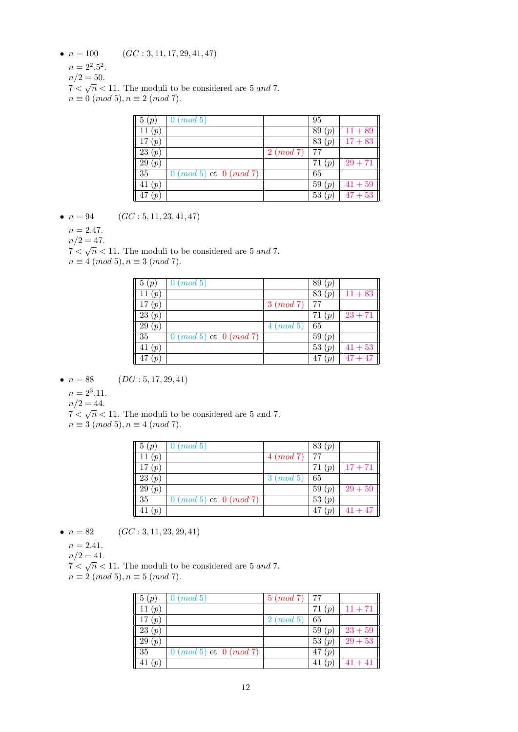- $n = 100$ $\quad (GC : 3, 11, 17, 29, 41, 47)$

  $n = 2^2.5^2$.
  $n/2 = 50$.
  $7 < \sqrt{n} < 11$. The moduli to be considered are 5 *and* 7.
  $n \equiv 0\ (mod\ 5), n \equiv 2\ (mod\ 7)$.

| | | | | |
|---|---|---|---|---|
| 5 $(p)$ | 0 $(mod\ 5)$ | | 95 | |
| 11 $(p)$ | | | 89 $(p)$ | $11 + 89$ |
| 17 $(p)$ | | | 83 $(p)$ | $17 + 83$ |
| 23 $(p)$ | | 2 $(mod\ 7)$ | 77 | |
| 29 $(p)$ | | | 71 $(p)$ | $29 + 71$ |
| 35 | 0 $(mod\ 5)$ et 0 $(mod\ 7)$ | | 65 | |
| 41 $(p)$ | | | 59 $(p)$ | $41 + 59$ |
| 47 $(p)$ | | | 53 $(p)$ | $47 + 53$ |

- $n = 94$ $\quad (GC : 5, 11, 23, 41, 47)$

  $n = 2.47$.
  $n/2 = 47$.
  $7 < \sqrt{n} < 11$. The moduli to be considered are 5 *and* 7.
  $n \equiv 4\ (mod\ 5), n \equiv 3\ (mod\ 7)$.

| | | | | |
|---|---|---|---|---|
| 5 $(p)$ | 0 $(mod\ 5)$ | | 89 $(p)$ | |
| 11 $(p)$ | | | 83 $(p)$ | $11 + 83$ |
| 17 $(p)$ | | 3 $(mod\ 7)$ | 77 | |
| 23 $(p)$ | | | 71 $(p)$ | $23 + 71$ |
| 29 $(p)$ | | 4 $(mod\ 5)$ | 65 | |
| 35 | 0 $(mod\ 5)$ et 0 $(mod\ 7)$ | | 59 $(p)$ | |
| 41 $(p)$ | | | 53 $(p)$ | $41 + 53$ |
| 47 $(p)$ | | | 47 $(p)$ | $47 + 47$ |

- $n = 88$ $\quad (DG : 5, 17, 29, 41)$

  $n = 2^3.11$.
  $n/2 = 44$.
  $7 < \sqrt{n} < 11$. The moduli to be considered are 5 and 7.
  $n \equiv 3\ (mod\ 5), n \equiv 4\ (mod\ 7)$.

| | | | | |
|---|---|---|---|---|
| 5 $(p)$ | 0 $(mod\ 5)$ | | 83 $(p)$ | |
| 11 $(p)$ | | 4 $(mod\ 7)$ | 77 | |
| 17 $(p)$ | | | 71 $(p)$ | $17 + 71$ |
| 23 $(p)$ | | 3 $(mod\ 5)$ | 65 | |
| 29 $(p)$ | | | 59 $(p)$ | $29 + 59$ |
| 35 | 0 $(mod\ 5)$ et 0 $(mod\ 7)$ | | 53 $(p)$ | |
| 41 $(p)$ | | | 47 $(p)$ | $41 + 47$ |

- $n = 82$ $\quad (GC : 3, 11, 23, 29, 41)$

  $n = 2.41$.
  $n/2 = 41$.
  $7 < \sqrt{n} < 11$. The moduli to be considered are 5 *and* 7.
  $n \equiv 2\ (mod\ 5), n \equiv 5\ (mod\ 7)$.

| | | | | |
|---|---|---|---|---|
| 5 $(p)$ | 0 $(mod\ 5)$ | 5 $(mod\ 7)$ | 77 | |
| 11 $(p)$ | | | 71 $(p)$ | $11 + 71$ |
| 17 $(p)$ | | 2 $(mod\ 5)$ | 65 | |
| 23 $(p)$ | | | 59 $(p)$ | $23 + 59$ |
| 29 $(p)$ | | | 53 $(p)$ | $29 + 53$ |
| 35 | 0 $(mod\ 5)$ et 0 $(mod\ 7)$ | | 47 $(p)$ | |
| 41 $(p)$ | | | 41 $(p)$ | $41 + 41$ |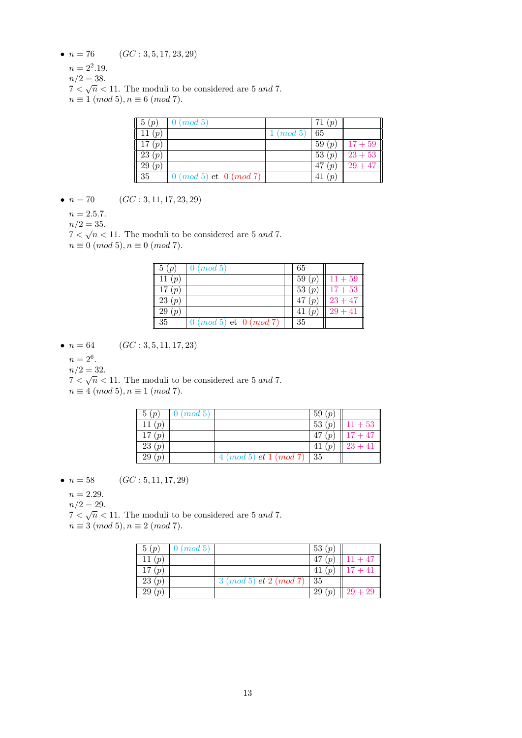- $n = 76$ $\quad (GC : 3, 5, 17, 23, 29)$

  $n = 2^2.19.$
  $n/2 = 38.$
  $7 < \sqrt{n} < 11$. The moduli to be considered are 5 *and* 7.
  $n \equiv 1 \ (mod\ 5), n \equiv 6 \ (mod\ 7).$

| | | | | |
|---|---|---|---|---|
| $5\ (p)$ | $0\ (mod\ 5)$ | | $71\ (p)$ | |
| $11\ (p)$ | | $1\ (mod\ 5)$ | $65$ | |
| $17\ (p)$ | | | $59\ (p)$ | $17 + 59$ |
| $23\ (p)$ | | | $53\ (p)$ | $23 + 53$ |
| $29\ (p)$ | | | $47\ (p)$ | $29 + 47$ |
| $35$ | $0\ (mod\ 5)$ et $0\ (mod\ 7)$ | | $41\ (p)$ | |

- $n = 70$ $\quad (GC : 3, 11, 17, 23, 29)$

  $n = 2.5.7.$
  $n/2 = 35.$
  $7 < \sqrt{n} < 11$. The moduli to be considered are 5 *and* 7.
  $n \equiv 0 \ (mod\ 5), n \equiv 0 \ (mod\ 7).$

| | | | | |
|---|---|---|---|---|
| $5\ (p)$ | $0\ (mod\ 5)$ | | $65$ | |
| $11\ (p)$ | | | $59\ (p)$ | $11 + 59$ |
| $17\ (p)$ | | | $53\ (p)$ | $17 + 53$ |
| $23\ (p)$ | | | $47\ (p)$ | $23 + 47$ |
| $29\ (p)$ | | | $41\ (p)$ | $29 + 41$ |
| $35$ | $0\ (mod\ 5)$ et $0\ (mod\ 7)$ | | $35$ | |

- $n = 64$ $\quad (GC : 3, 5, 11, 17, 23)$

  $n = 2^6.$
  $n/2 = 32.$
  $7 < \sqrt{n} < 11$. The moduli to be considered are 5 *and* 7.
  $n \equiv 4 \ (mod\ 5), n \equiv 1 \ (mod\ 7).$

| | | | | |
|---|---|---|---|---|
| $5\ (p)$ | $0\ (mod\ 5)$ | | $59\ (p)$ | |
| $11\ (p)$ | | | $53\ (p)$ | $11 + 53$ |
| $17\ (p)$ | | | $47\ (p)$ | $17 + 47$ |
| $23\ (p)$ | | | $41\ (p)$ | $23 + 41$ |
| $29\ (p)$ | | $4\ (mod\ 5)$ *et* $1\ (mod\ 7)$ | $35$ | |

- $n = 58$ $\quad (GC : 5, 11, 17, 29)$

  $n = 2.29.$
  $n/2 = 29.$
  $7 < \sqrt{n} < 11$. The moduli to be considered are 5 *and* 7.
  $n \equiv 3 \ (mod\ 5), n \equiv 2 \ (mod\ 7).$

| | | | | |
|---|---|---|---|---|
| $5\ (p)$ | $0\ (mod\ 5)$ | | $53\ (p)$ | |
| $11\ (p)$ | | | $47\ (p)$ | $11 + 47$ |
| $17\ (p)$ | | | $41\ (p)$ | $17 + 41$ |
| $23\ (p)$ | | $3\ (mod\ 5)$ *et* $2\ (mod\ 7)$ | $35$ | |
| $29\ (p)$ | | | $29\ (p)$ | $29 + 29$ |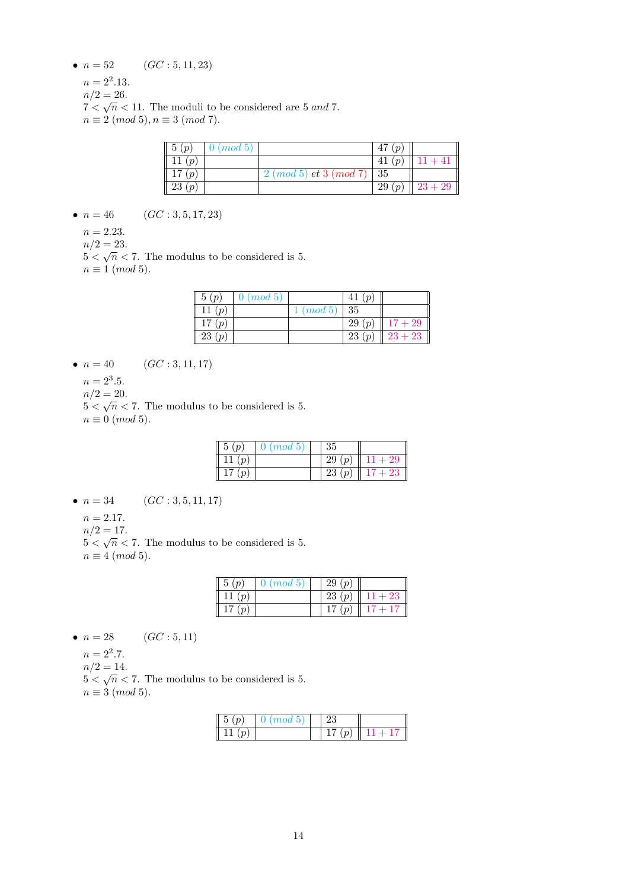- $n = 52$ $\quad (GC : 5, 11, 23)$

  $n = 2^2.13$.
  $n/2 = 26$.
  $7 < \sqrt{n} < 11$. The moduli to be considered are 5 *and* 7.
  $n \equiv 2\ (mod\ 5), n \equiv 3\ (mod\ 7)$.

| | | | | |
|---|---|---|---|---|
| $5\ (p)$ | $0\ (mod\ 5)$ | | $47\ (p)$ | |
| $11\ (p)$ | | | $41\ (p)$ | $11 + 41$ |
| $17\ (p)$ | | $2\ (mod\ 5)$ *et* $3\ (mod\ 7)$ | $35$ | |
| $23\ (p)$ | | | $29\ (p)$ | $23 + 29$ |

- $n = 46$ $\quad (GC : 3, 5, 17, 23)$

  $n = 2.23$.
  $n/2 = 23$.
  $5 < \sqrt{n} < 7$. The modulus to be considered is 5.
  $n \equiv 1\ (mod\ 5)$.

| | | | | |
|---|---|---|---|---|
| $5\ (p)$ | $0\ (mod\ 5)$ | | $41\ (p)$ | |
| $11\ (p)$ | | $1\ (mod\ 5)$ | $35$ | |
| $17\ (p)$ | | | $29\ (p)$ | $17 + 29$ |
| $23\ (p)$ | | | $23\ (p)$ | $23 + 23$ |

- $n = 40$ $\quad (GC : 3, 11, 17)$

  $n = 2^3.5$.
  $n/2 = 20$.
  $5 < \sqrt{n} < 7$. The modulus to be considered is 5.
  $n \equiv 0\ (mod\ 5)$.

| | | | | |
|---|---|---|---|---|
| $5\ (p)$ | $0\ (mod\ 5)$ | | $35$ | |
| $11\ (p)$ | | | $29\ (p)$ | $11 + 29$ |
| $17\ (p)$ | | | $23\ (p)$ | $17 + 23$ |

- $n = 34$ $\quad (GC : 3, 5, 11, 17)$

  $n = 2.17$.
  $n/2 = 17$.
  $5 < \sqrt{n} < 7$. The modulus to be considered is 5.
  $n \equiv 4\ (mod\ 5)$.

| | | | | |
|---|---|---|---|---|
| $5\ (p)$ | $0\ (mod\ 5)$ | | $29\ (p)$ | |
| $11\ (p)$ | | | $23\ (p)$ | $11 + 23$ |
| $17\ (p)$ | | | $17\ (p)$ | $17 + 17$ |

- $n = 28$ $\quad (GC : 5, 11)$

  $n = 2^2.7$.
  $n/2 = 14$.
  $5 < \sqrt{n} < 7$. The modulus to be considered is 5.
  $n \equiv 3\ (mod\ 5)$.

| | | | | |
|---|---|---|---|---|
| $5\ (p)$ | $0\ (mod\ 5)$ | | $23$ | |
| $11\ (p)$ | | | $17\ (p)$ | $11 + 17$ |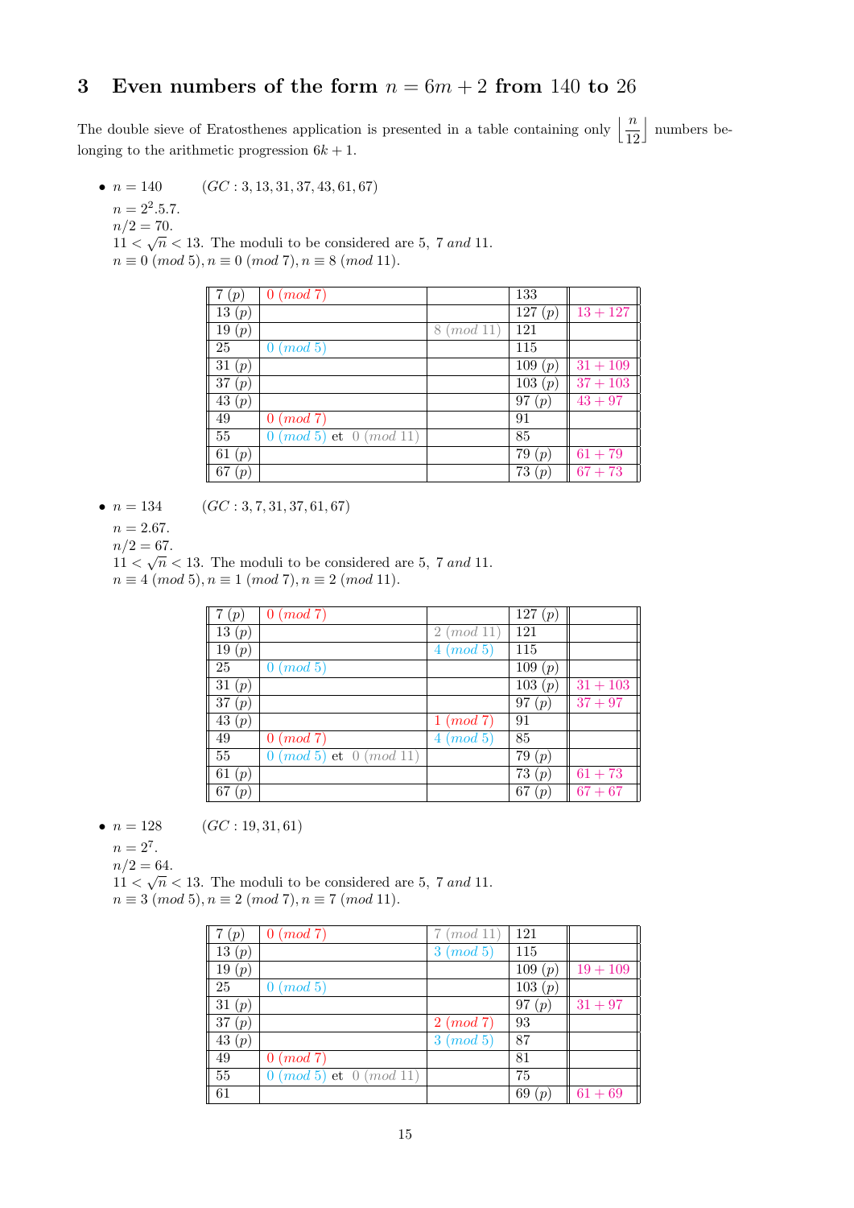## 3 Even numbers of the form $n = 6m + 2$ from 140 to 26

The double sieve of Eratosthenes application is presented in a table containing only $\left\lfloor \frac{n}{12} \right\rfloor$ numbers belonging to the arithmetic progression $6k + 1$.

- $n = 140$ $\quad(GC : 3, 13, 31, 37, 43, 61, 67)$

  $n = 2^2.5.7$.
  $n/2 = 70$.
  $11 < \sqrt{n} < 13$. The moduli to be considered are 5, 7 *and* 11.
  $n \equiv 0 \ (mod\ 5), n \equiv 0 \ (mod\ 7), n \equiv 8 \ (mod\ 11)$.

| | | | | |
|---|---|---|---|---|
| 7 (p) | 0 (mod 7) | | 133 | |
| 13 (p) | | | 127 (p) | 13 + 127 |
| 19 (p) | | 8 (mod 11) | 121 | |
| 25 | 0 (mod 5) | | 115 | |
| 31 (p) | | | 109 (p) | 31 + 109 |
| 37 (p) | | | 103 (p) | 37 + 103 |
| 43 (p) | | | 97 (p) | 43 + 97 |
| 49 | 0 (mod 7) | | 91 | |
| 55 | 0 (mod 5) et 0 (mod 11) | | 85 | |
| 61 (p) | | | 79 (p) | 61 + 79 |
| 67 (p) | | | 73 (p) | 67 + 73 |

- $n = 134$ $\quad(GC : 3, 7, 31, 37, 61, 67)$

  $n = 2.67$.
  $n/2 = 67$.
  $11 < \sqrt{n} < 13$. The moduli to be considered are 5, 7 *and* 11.
  $n \equiv 4 \ (mod\ 5), n \equiv 1 \ (mod\ 7), n \equiv 2 \ (mod\ 11)$.

| | | | | |
|---|---|---|---|---|
| 7 (p) | 0 (mod 7) | | 127 (p) | |
| 13 (p) | | 2 (mod 11) | 121 | |
| 19 (p) | | 4 (mod 5) | 115 | |
| 25 | 0 (mod 5) | | 109 (p) | |
| 31 (p) | | | 103 (p) | 31 + 103 |
| 37 (p) | | | 97 (p) | 37 + 97 |
| 43 (p) | | 1 (mod 7) | 91 | |
| 49 | 0 (mod 7) | 4 (mod 5) | 85 | |
| 55 | 0 (mod 5) et 0 (mod 11) | | 79 (p) | |
| 61 (p) | | | 73 (p) | 61 + 73 |
| 67 (p) | | | 67 (p) | 67 + 67 |

- $n = 128$ $\quad(GC : 19, 31, 61)$

  $n = 2^7$.
  $n/2 = 64$.
  $11 < \sqrt{n} < 13$. The moduli to be considered are 5, 7 *and* 11.
  $n \equiv 3 \ (mod\ 5), n \equiv 2 \ (mod\ 7), n \equiv 7 \ (mod\ 11)$.

| | | | | |
|---|---|---|---|---|
| 7 (p) | 0 (mod 7) | 7 (mod 11) | 121 | |
| 13 (p) | | 3 (mod 5) | 115 | |
| 19 (p) | | | 109 (p) | 19 + 109 |
| 25 | 0 (mod 5) | | 103 (p) | |
| 31 (p) | | | 97 (p) | 31 + 97 |
| 37 (p) | | 2 (mod 7) | 93 | |
| 43 (p) | | 3 (mod 5) | 87 | |
| 49 | 0 (mod 7) | | 81 | |
| 55 | 0 (mod 5) et 0 (mod 11) | | 75 | |
| 61 | | | 69 (p) | 61 + 69 |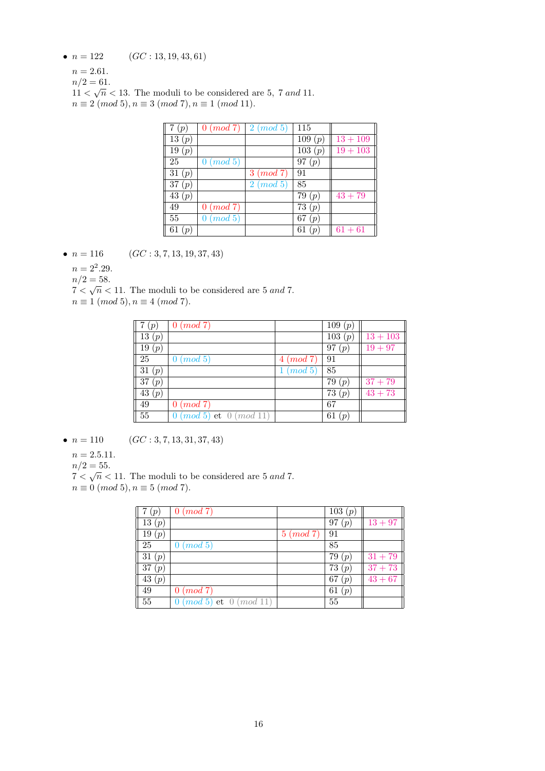- $n = 122$ $\quad (GC : 13, 19, 43, 61)$

  $n = 2.61$.
  $n/2 = 61$.
  $11 < \sqrt{n} < 13$. The moduli to be considered are 5, 7 *and* 11.
  $n \equiv 2\ (mod\ 5), n \equiv 3\ (mod\ 7), n \equiv 1\ (mod\ 11)$.

| | | | | |
|---|---|---|---|---|
| 7 (p) | 0 (mod 7) | 2 (mod 5) | 115 | |
| 13 (p) | | | 109 (p) | 13 + 109 |
| 19 (p) | | | 103 (p) | 19 + 103 |
| 25 | 0 (mod 5) | | 97 (p) | |
| 31 (p) | | 3 (mod 7) | 91 | |
| 37 (p) | | 2 (mod 5) | 85 | |
| 43 (p) | | | 79 (p) | 43 + 79 |
| 49 | 0 (mod 7) | | 73 (p) | |
| 55 | 0 (mod 5) | | 67 (p) | |
| 61 (p) | | | 61 (p) | 61 + 61 |

- $n = 116$ $\quad (GC : 3, 7, 13, 19, 37, 43)$

  $n = 2^2.29$.
  $n/2 = 58$.
  $7 < \sqrt{n} < 11$. The moduli to be considered are 5 *and* 7.
  $n \equiv 1\ (mod\ 5), n \equiv 4\ (mod\ 7)$.

| | | | | |
|---|---|---|---|---|
| 7 (p) | 0 (mod 7) | | 109 (p) | |
| 13 (p) | | | 103 (p) | 13 + 103 |
| 19 (p) | | | 97 (p) | 19 + 97 |
| 25 | 0 (mod 5) | 4 (mod 7) | 91 | |
| 31 (p) | | 1 (mod 5) | 85 | |
| 37 (p) | | | 79 (p) | 37 + 79 |
| 43 (p) | | | 73 (p) | 43 + 73 |
| 49 | 0 (mod 7) | | 67 | |
| 55 | 0 (mod 5) et 0 (mod 11) | | 61 (p) | |

- $n = 110$ $\quad (GC : 3, 7, 13, 31, 37, 43)$

  $n = 2.5.11$.
  $n/2 = 55$.
  $7 < \sqrt{n} < 11$. The moduli to be considered are 5 *and* 7.
  $n \equiv 0\ (mod\ 5), n \equiv 5\ (mod\ 7)$.

| | | | | |
|---|---|---|---|---|
| 7 (p) | 0 (mod 7) | | 103 (p) | |
| 13 (p) | | | 97 (p) | 13 + 97 |
| 19 (p) | | 5 (mod 7) | 91 | |
| 25 | 0 (mod 5) | | 85 | |
| 31 (p) | | | 79 (p) | 31 + 79 |
| 37 (p) | | | 73 (p) | 37 + 73 |
| 43 (p) | | | 67 (p) | 43 + 67 |
| 49 | 0 (mod 7) | | 61 (p) | |
| 55 | 0 (mod 5) et 0 (mod 11) | | 55 | |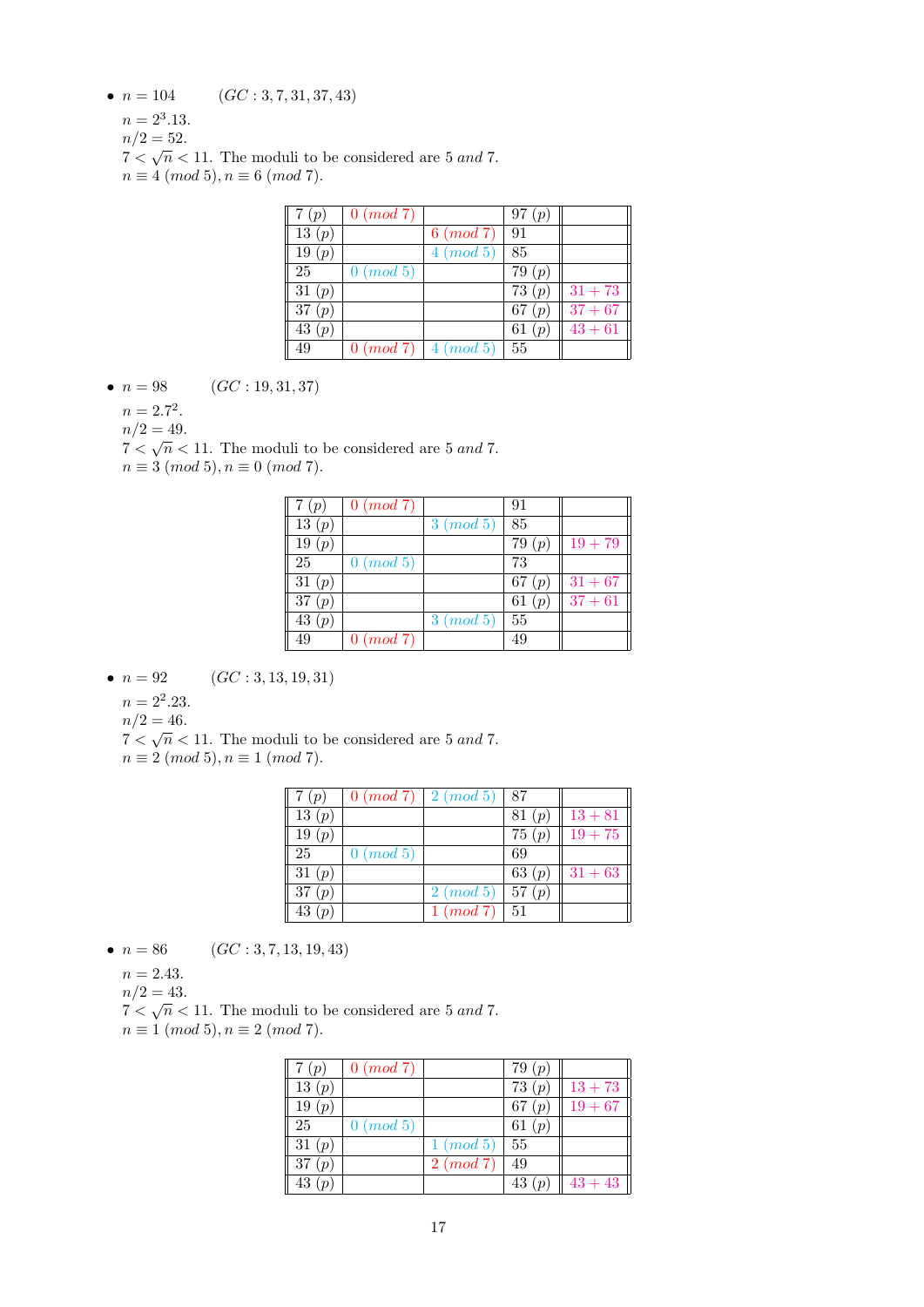- $n = 104$ $\quad (GC : 3, 7, 31, 37, 43)$

  $n = 2^3.13$.
  $n/2 = 52$.
  $7 < \sqrt{n} < 11$. The moduli to be considered are 5 *and* 7.
  $n \equiv 4 \ (mod\ 5), n \equiv 6 \ (mod\ 7)$.

| | | | | |
|---|---|---|---|---|
| 7 (p) | 0 (mod 7) | | 97 (p) | |
| 13 (p) | | 6 (mod 7) | 91 | |
| 19 (p) | | 4 (mod 5) | 85 | |
| 25 | 0 (mod 5) | | 79 (p) | |
| 31 (p) | | | 73 (p) | 31 + 73 |
| 37 (p) | | | 67 (p) | 37 + 67 |
| 43 (p) | | | 61 (p) | 43 + 61 |
| 49 | 0 (mod 7) | 4 (mod 5) | 55 | |

- $n = 98$ $\quad (GC : 19, 31, 37)$

  $n = 2.7^2$.
  $n/2 = 49$.
  $7 < \sqrt{n} < 11$. The moduli to be considered are 5 *and* 7.
  $n \equiv 3 \ (mod\ 5), n \equiv 0 \ (mod\ 7)$.

| | | | | |
|---|---|---|---|---|
| 7 (p) | 0 (mod 7) | | 91 | |
| 13 (p) | | 3 (mod 5) | 85 | |
| 19 (p) | | | 79 (p) | 19 + 79 |
| 25 | 0 (mod 5) | | 73 | |
| 31 (p) | | | 67 (p) | 31 + 67 |
| 37 (p) | | | 61 (p) | 37 + 61 |
| 43 (p) | | 3 (mod 5) | 55 | |
| 49 | 0 (mod 7) | | 49 | |

- $n = 92$ $\quad (GC : 3, 13, 19, 31)$

  $n = 2^2.23$.
  $n/2 = 46$.
  $7 < \sqrt{n} < 11$. The moduli to be considered are 5 *and* 7.
  $n \equiv 2 \ (mod\ 5), n \equiv 1 \ (mod\ 7)$.

| | | | | |
|---|---|---|---|---|
| 7 (p) | 0 (mod 7) | 2 (mod 5) | 87 | |
| 13 (p) | | | 81 (p) | 13 + 81 |
| 19 (p) | | | 75 (p) | 19 + 75 |
| 25 | 0 (mod 5) | | 69 | |
| 31 (p) | | | 63 (p) | 31 + 63 |
| 37 (p) | | 2 (mod 5) | 57 (p) | |
| 43 (p) | | 1 (mod 7) | 51 | |

- $n = 86$ $\quad (GC : 3, 7, 13, 19, 43)$

  $n = 2.43$.
  $n/2 = 43$.
  $7 < \sqrt{n} < 11$. The moduli to be considered are 5 *and* 7.
  $n \equiv 1 \ (mod\ 5), n \equiv 2 \ (mod\ 7)$.

| | | | | |
|---|---|---|---|---|
| 7 (p) | 0 (mod 7) | | 79 (p) | |
| 13 (p) | | | 73 (p) | 13 + 73 |
| 19 (p) | | | 67 (p) | 19 + 67 |
| 25 | 0 (mod 5) | | 61 (p) | |
| 31 (p) | | 1 (mod 5) | 55 | |
| 37 (p) | | 2 (mod 7) | 49 | |
| 43 (p) | | | 43 (p) | 43 + 43 |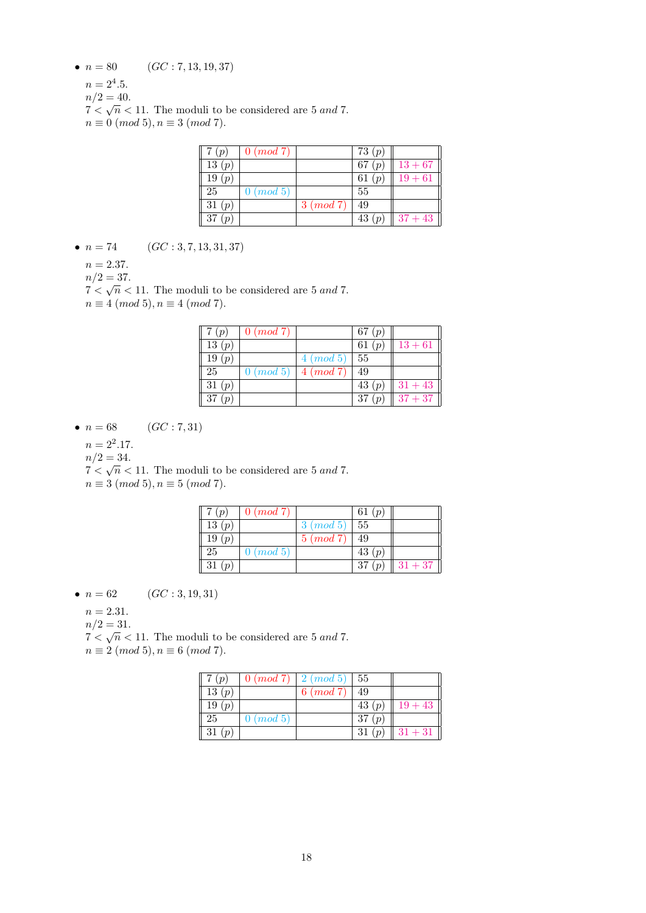- $n = 80$ $\quad (GC : 7, 13, 19, 37)$

  $n = 2^4.5$.
  $n/2 = 40$.
  $7 < \sqrt{n} < 11$. The moduli to be considered are 5 *and* 7.
  $n \equiv 0\ (mod\ 5), n \equiv 3\ (mod\ 7)$.

| | | | | |
|---|---|---|---|---|
| 7 (p) | 0 (mod 7) | | 73 (p) | |
| 13 (p) | | | 67 (p) | 13 + 67 |
| 19 (p) | | | 61 (p) | 19 + 61 |
| 25 | 0 (mod 5) | | 55 | |
| 31 (p) | | 3 (mod 7) | 49 | |
| 37 (p) | | | 43 (p) | 37 + 43 |

- $n = 74$ $\quad (GC : 3, 7, 13, 31, 37)$

  $n = 2.37$.
  $n/2 = 37$.
  $7 < \sqrt{n} < 11$. The moduli to be considered are 5 *and* 7.
  $n \equiv 4\ (mod\ 5), n \equiv 4\ (mod\ 7)$.

| | | | | |
|---|---|---|---|---|
| 7 (p) | 0 (mod 7) | | 67 (p) | |
| 13 (p) | | | 61 (p) | 13 + 61 |
| 19 (p) | | 4 (mod 5) | 55 | |
| 25 | 0 (mod 5) | 4 (mod 7) | 49 | |
| 31 (p) | | | 43 (p) | 31 + 43 |
| 37 (p) | | | 37 (p) | 37 + 37 |

- $n = 68$ $\quad (GC : 7, 31)$

  $n = 2^2.17$.
  $n/2 = 34$.
  $7 < \sqrt{n} < 11$. The moduli to be considered are 5 *and* 7.
  $n \equiv 3\ (mod\ 5), n \equiv 5\ (mod\ 7)$.

| | | | | |
|---|---|---|---|---|
| 7 (p) | 0 (mod 7) | | 61 (p) | |
| 13 (p) | | 3 (mod 5) | 55 | |
| 19 (p) | | 5 (mod 7) | 49 | |
| 25 | 0 (mod 5) | | 43 (p) | |
| 31 (p) | | | 37 (p) | 31 + 37 |

- $n = 62$ $\quad (GC : 3, 19, 31)$

  $n = 2.31$.
  $n/2 = 31$.
  $7 < \sqrt{n} < 11$. The moduli to be considered are 5 *and* 7.
  $n \equiv 2\ (mod\ 5), n \equiv 6\ (mod\ 7)$.

| | | | | |
|---|---|---|---|---|
| 7 (p) | 0 (mod 7) | 2 (mod 5) | 55 | |
| 13 (p) | | 6 (mod 7) | 49 | |
| 19 (p) | | | 43 (p) | 19 + 43 |
| 25 | 0 (mod 5) | | 37 (p) | |
| 31 (p) | | | 31 (p) | 31 + 31 |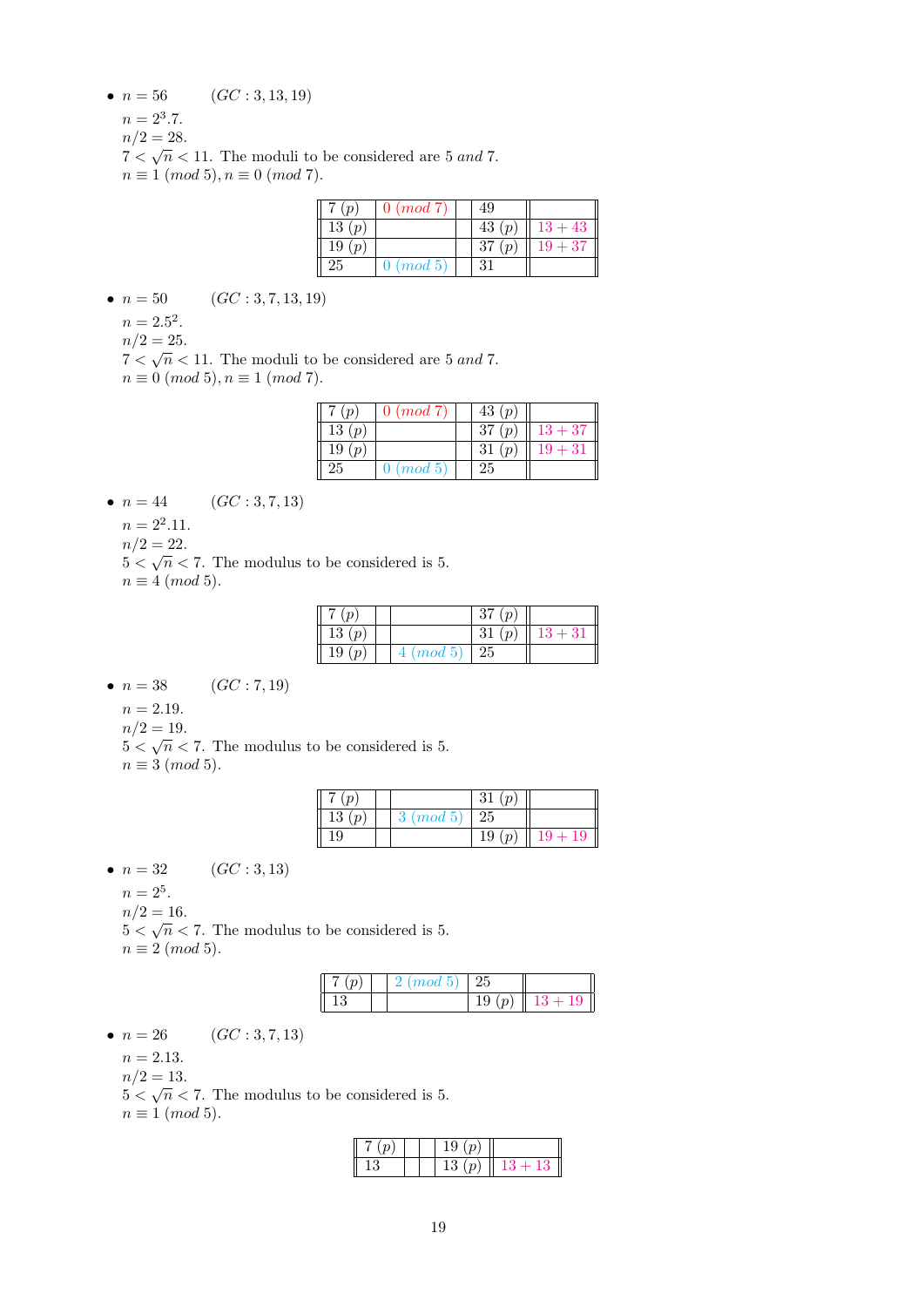- $n = 56$ $\quad (GC: 3, 13, 19)$

  $n = 2^3.7$.

  $n/2 = 28$.

  $7 < \sqrt{n} < 11$. The moduli to be considered are 5 *and* 7.

  $n \equiv 1\ (mod\ 5), n \equiv 0\ (mod\ 7)$.

| | | | | |
|---|---|---|---|---|
| 7 (p) | 0 (mod 7) | | 49 | |
| 13 (p) | | | 43 (p) | 13 + 43 |
| 19 (p) | | | 37 (p) | 19 + 37 |
| 25 | 0 (mod 5) | | 31 | |

- $n = 50$ $\quad (GC: 3, 7, 13, 19)$

  $n = 2.5^2$.

  $n/2 = 25$.

  $7 < \sqrt{n} < 11$. The moduli to be considered are 5 *and* 7.

  $n \equiv 0\ (mod\ 5), n \equiv 1\ (mod\ 7)$.

| | | | | |
|---|---|---|---|---|
| 7 (p) | 0 (mod 7) | | 43 (p) | |
| 13 (p) | | | 37 (p) | 13 + 37 |
| 19 (p) | | | 31 (p) | 19 + 31 |
| 25 | 0 (mod 5) | | 25 | |

- $n = 44$ $\quad (GC: 3, 7, 13)$

  $n = 2^2.11$.

  $n/2 = 22$.

  $5 < \sqrt{n} < 7$. The modulus to be considered is 5.

  $n \equiv 4\ (mod\ 5)$.

| | | | | |
|---|---|---|---|---|
| 7 (p) | | | 37 (p) | |
| 13 (p) | | | 31 (p) | 13 + 31 |
| 19 (p) | | 4 (mod 5) | 25 | |

- $n = 38$ $\quad (GC: 7, 19)$

  $n = 2.19$.

  $n/2 = 19$.

  $5 < \sqrt{n} < 7$. The modulus to be considered is 5.

  $n \equiv 3\ (mod\ 5)$.

| | | | | |
|---|---|---|---|---|
| 7 (p) | | | 31 (p) | |
| 13 (p) | | 3 (mod 5) | 25 | |
| 19 | | | 19 (p) | 19 + 19 |

- $n = 32$ $\quad (GC: 3, 13)$

  $n = 2^5$.

  $n/2 = 16$.

  $5 < \sqrt{n} < 7$. The modulus to be considered is 5.

  $n \equiv 2\ (mod\ 5)$.

| | | | | |
|---|---|---|---|---|
| 7 (p) | | 2 (mod 5) | 25 | |
| 13 | | | 19 (p) | 13 + 19 |

- $n = 26$ $\quad (GC: 3, 7, 13)$

  $n = 2.13$.

  $n/2 = 13$.

  $5 < \sqrt{n} < 7$. The modulus to be considered is 5.

  $n \equiv 1\ (mod\ 5)$.

| | | | | |
|---|---|---|---|---|
| 7 (p) | | | 19 (p) | |
| 13 | | | 13 (p) | 13 + 13 |